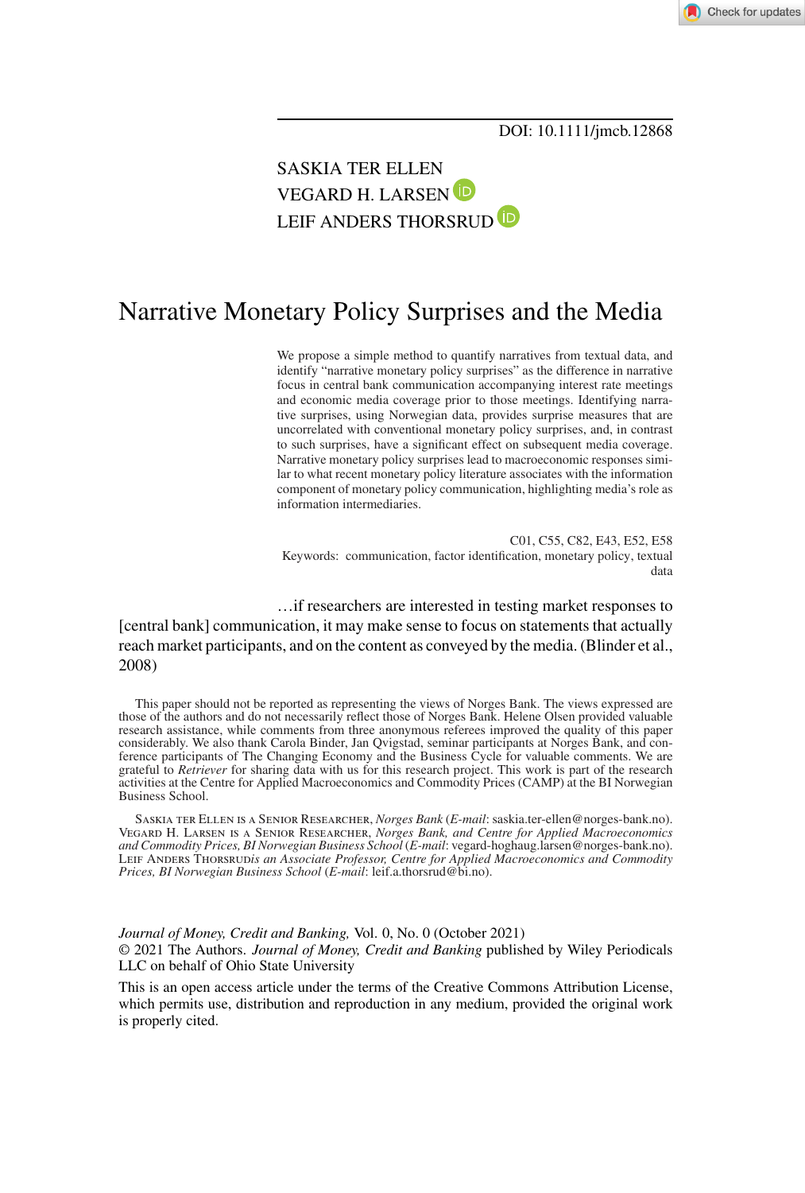DOI: 10.1111/jmcb.12868

SASKIA TER ELLEN
VEGARD H. LARSEN
LEIF ANDERS THORSRUD

# Narrative Monetary Policy Surprises and the Media

We propose a simple method to quantify narratives from textual data, and identify "narrative monetary policy surprises" as the difference in narrative focus in central bank communication accompanying interest rate meetings and economic media coverage prior to those meetings. Identifying narrative surprises, using Norwegian data, provides surprise measures that are uncorrelated with conventional monetary policy surprises, and, in contrast to such surprises, have a significant effect on subsequent media coverage. Narrative monetary policy surprises lead to macroeconomic responses similar to what recent monetary policy literature associates with the information component of monetary policy communication, highlighting media's role as information intermediaries.

C01, C55, C82, E43, E52, E58
Keywords: communication, factor identification, monetary policy, textual data

…if researchers are interested in testing market responses to [central bank] communication, it may make sense to focus on statements that actually reach market participants, and on the content as conveyed by the media. (Blinder et al., 2008)

This paper should not be reported as representing the views of Norges Bank. The views expressed are those of the authors and do not necessarily reflect those of Norges Bank. Helene Olsen provided valuable research assistance, while comments from three anonymous referees improved the quality of this paper considerably. We also thank Carola Binder, Jan Qvigstad, seminar participants at Norges Bank, and conference participants of The Changing Economy and the Business Cycle for valuable comments. We are grateful to *Retriever* for sharing data with us for this research project. This work is part of the research activities at the Centre for Applied Macroeconomics and Commodity Prices (CAMP) at the BI Norwegian Business School.

Saskia ter Ellen is a Senior Researcher, *Norges Bank* (*E-mail*: saskia.ter-ellen@norges-bank.no). Vegard H. Larsen is a Senior Researcher, *Norges Bank, and Centre for Applied Macroeconomics and Commodity Prices, BI Norwegian Business School* (*E-mail*: vegard-hoghaug.larsen@norges-bank.no). Leif Anders Thorsrud *is an Associate Professor, Centre for Applied Macroeconomics and Commodity Prices, BI Norwegian Business School* (*E-mail*: leif.a.thorsrud@bi.no).

*Journal of Money, Credit and Banking,* Vol. 0, No. 0 (October 2021)
© 2021 The Authors. *Journal of Money, Credit and Banking* published by Wiley Periodicals LLC on behalf of Ohio State University

This is an open access article under the terms of the Creative Commons Attribution License, which permits use, distribution and reproduction in any medium, provided the original work is properly cited.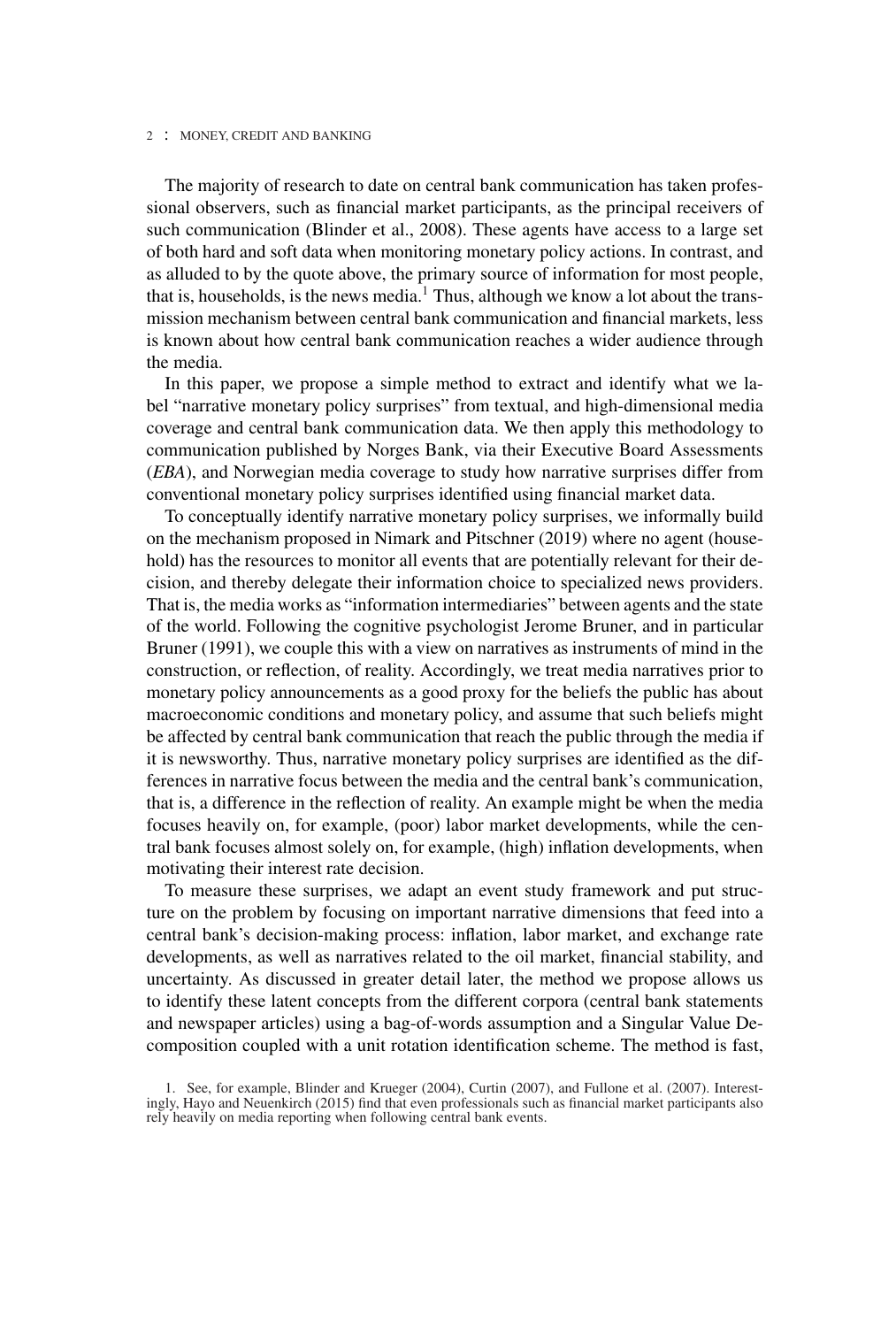The majority of research to date on central bank communication has taken professional observers, such as financial market participants, as the principal receivers of such communication (Blinder et al., 2008). These agents have access to a large set of both hard and soft data when monitoring monetary policy actions. In contrast, and as alluded to by the quote above, the primary source of information for most people, that is, households, is the news media.[1] Thus, although we know a lot about the transmission mechanism between central bank communication and financial markets, less is known about how central bank communication reaches a wider audience through the media.

In this paper, we propose a simple method to extract and identify what we label "narrative monetary policy surprises" from textual, and high-dimensional media coverage and central bank communication data. We then apply this methodology to communication published by Norges Bank, via their Executive Board Assessments (*EBA*), and Norwegian media coverage to study how narrative surprises differ from conventional monetary policy surprises identified using financial market data.

To conceptually identify narrative monetary policy surprises, we informally build on the mechanism proposed in Nimark and Pitschner (2019) where no agent (household) has the resources to monitor all events that are potentially relevant for their decision, and thereby delegate their information choice to specialized news providers. That is, the media works as "information intermediaries" between agents and the state of the world. Following the cognitive psychologist Jerome Bruner, and in particular Bruner (1991), we couple this with a view on narratives as instruments of mind in the construction, or reflection, of reality. Accordingly, we treat media narratives prior to monetary policy announcements as a good proxy for the beliefs the public has about macroeconomic conditions and monetary policy, and assume that such beliefs might be affected by central bank communication that reach the public through the media if it is newsworthy. Thus, narrative monetary policy surprises are identified as the differences in narrative focus between the media and the central bank's communication, that is, a difference in the reflection of reality. An example might be when the media focuses heavily on, for example, (poor) labor market developments, while the central bank focuses almost solely on, for example, (high) inflation developments, when motivating their interest rate decision.

To measure these surprises, we adapt an event study framework and put structure on the problem by focusing on important narrative dimensions that feed into a central bank's decision-making process: inflation, labor market, and exchange rate developments, as well as narratives related to the oil market, financial stability, and uncertainty. As discussed in greater detail later, the method we propose allows us to identify these latent concepts from the different corpora (central bank statements and newspaper articles) using a bag-of-words assumption and a Singular Value Decomposition coupled with a unit rotation identification scheme. The method is fast,

1. See, for example, Blinder and Krueger (2004), Curtin (2007), and Fullone et al. (2007). Interestingly, Hayo and Neuenkirch (2015) find that even professionals such as financial market participants also rely heavily on media reporting when following central bank events.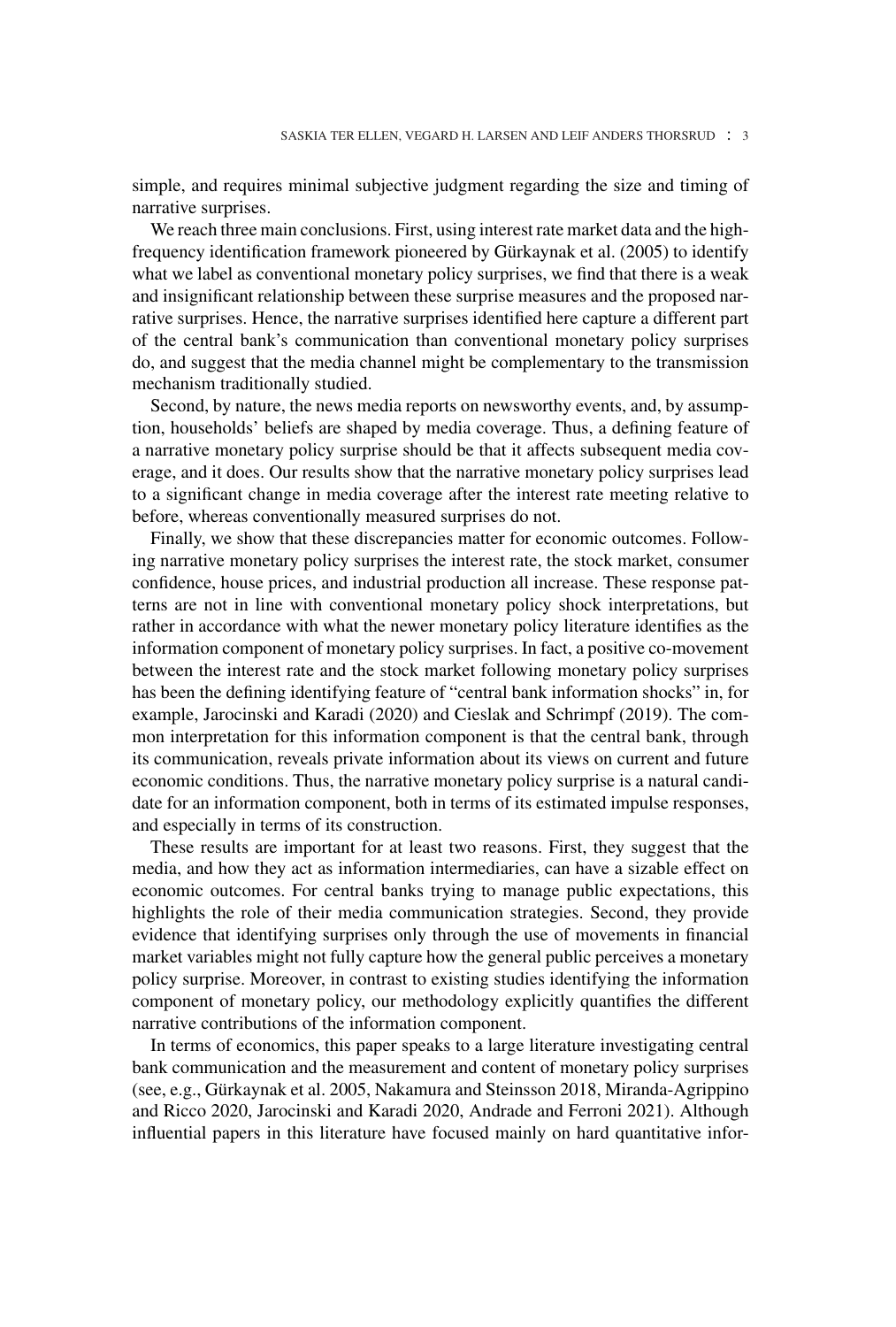simple, and requires minimal subjective judgment regarding the size and timing of narrative surprises.

We reach three main conclusions. First, using interest rate market data and the high-frequency identification framework pioneered by Gürkaynak et al. (2005) to identify what we label as conventional monetary policy surprises, we find that there is a weak and insignificant relationship between these surprise measures and the proposed narrative surprises. Hence, the narrative surprises identified here capture a different part of the central bank's communication than conventional monetary policy surprises do, and suggest that the media channel might be complementary to the transmission mechanism traditionally studied.

Second, by nature, the news media reports on newsworthy events, and, by assumption, households' beliefs are shaped by media coverage. Thus, a defining feature of a narrative monetary policy surprise should be that it affects subsequent media coverage, and it does. Our results show that the narrative monetary policy surprises lead to a significant change in media coverage after the interest rate meeting relative to before, whereas conventionally measured surprises do not.

Finally, we show that these discrepancies matter for economic outcomes. Following narrative monetary policy surprises the interest rate, the stock market, consumer confidence, house prices, and industrial production all increase. These response patterns are not in line with conventional monetary policy shock interpretations, but rather in accordance with what the newer monetary policy literature identifies as the information component of monetary policy surprises. In fact, a positive co-movement between the interest rate and the stock market following monetary policy surprises has been the defining identifying feature of "central bank information shocks" in, for example, Jarocinski and Karadi (2020) and Cieslak and Schrimpf (2019). The common interpretation for this information component is that the central bank, through its communication, reveals private information about its views on current and future economic conditions. Thus, the narrative monetary policy surprise is a natural candidate for an information component, both in terms of its estimated impulse responses, and especially in terms of its construction.

These results are important for at least two reasons. First, they suggest that the media, and how they act as information intermediaries, can have a sizable effect on economic outcomes. For central banks trying to manage public expectations, this highlights the role of their media communication strategies. Second, they provide evidence that identifying surprises only through the use of movements in financial market variables might not fully capture how the general public perceives a monetary policy surprise. Moreover, in contrast to existing studies identifying the information component of monetary policy, our methodology explicitly quantifies the different narrative contributions of the information component.

In terms of economics, this paper speaks to a large literature investigating central bank communication and the measurement and content of monetary policy surprises (see, e.g., Gürkaynak et al. 2005, Nakamura and Steinsson 2018, Miranda-Agrippino and Ricco 2020, Jarocinski and Karadi 2020, Andrade and Ferroni 2021). Although influential papers in this literature have focused mainly on hard quantitative infor-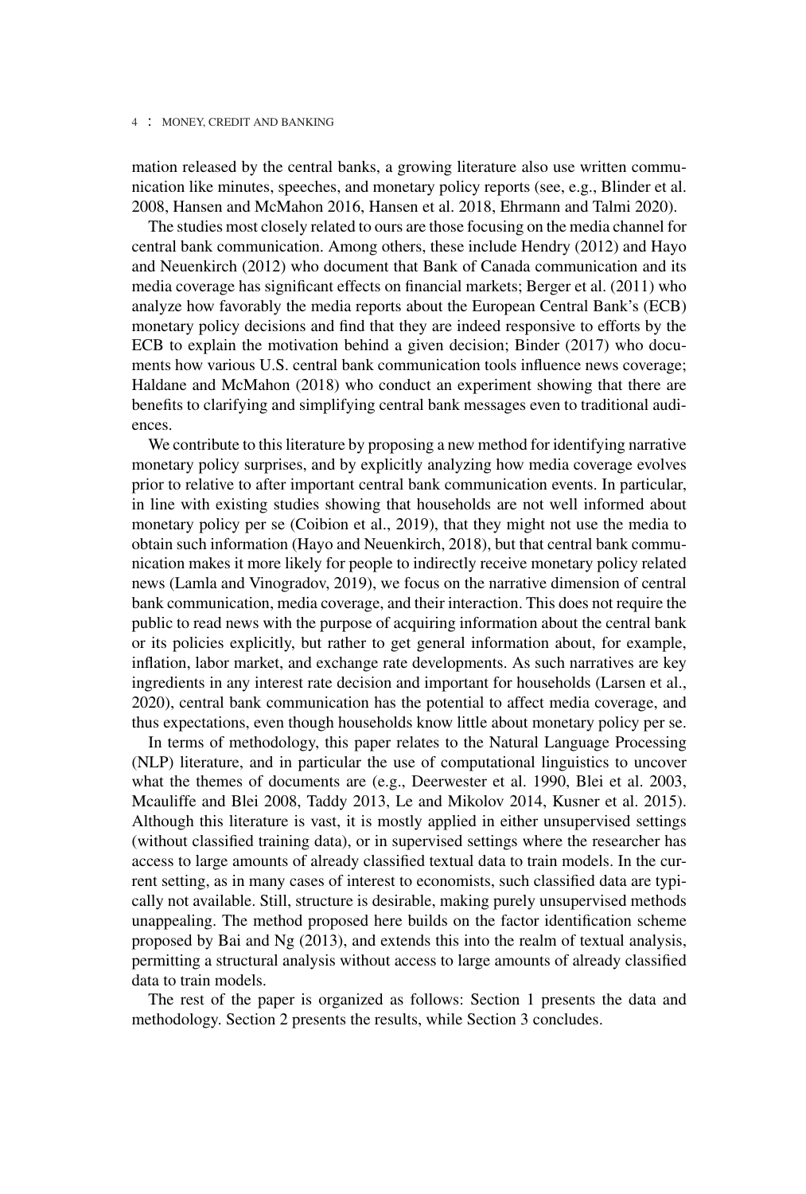mation released by the central banks, a growing literature also use written communication like minutes, speeches, and monetary policy reports (see, e.g., Blinder et al. 2008, Hansen and McMahon 2016, Hansen et al. 2018, Ehrmann and Talmi 2020).

The studies most closely related to ours are those focusing on the media channel for central bank communication. Among others, these include Hendry (2012) and Hayo and Neuenkirch (2012) who document that Bank of Canada communication and its media coverage has significant effects on financial markets; Berger et al. (2011) who analyze how favorably the media reports about the European Central Bank's (ECB) monetary policy decisions and find that they are indeed responsive to efforts by the ECB to explain the motivation behind a given decision; Binder (2017) who documents how various U.S. central bank communication tools influence news coverage; Haldane and McMahon (2018) who conduct an experiment showing that there are benefits to clarifying and simplifying central bank messages even to traditional audiences.

We contribute to this literature by proposing a new method for identifying narrative monetary policy surprises, and by explicitly analyzing how media coverage evolves prior to relative to after important central bank communication events. In particular, in line with existing studies showing that households are not well informed about monetary policy per se (Coibion et al., 2019), that they might not use the media to obtain such information (Hayo and Neuenkirch, 2018), but that central bank communication makes it more likely for people to indirectly receive monetary policy related news (Lamla and Vinogradov, 2019), we focus on the narrative dimension of central bank communication, media coverage, and their interaction. This does not require the public to read news with the purpose of acquiring information about the central bank or its policies explicitly, but rather to get general information about, for example, inflation, labor market, and exchange rate developments. As such narratives are key ingredients in any interest rate decision and important for households (Larsen et al., 2020), central bank communication has the potential to affect media coverage, and thus expectations, even though households know little about monetary policy per se.

In terms of methodology, this paper relates to the Natural Language Processing (NLP) literature, and in particular the use of computational linguistics to uncover what the themes of documents are (e.g., Deerwester et al. 1990, Blei et al. 2003, Mcauliffe and Blei 2008, Taddy 2013, Le and Mikolov 2014, Kusner et al. 2015). Although this literature is vast, it is mostly applied in either unsupervised settings (without classified training data), or in supervised settings where the researcher has access to large amounts of already classified textual data to train models. In the current setting, as in many cases of interest to economists, such classified data are typically not available. Still, structure is desirable, making purely unsupervised methods unappealing. The method proposed here builds on the factor identification scheme proposed by Bai and Ng (2013), and extends this into the realm of textual analysis, permitting a structural analysis without access to large amounts of already classified data to train models.

The rest of the paper is organized as follows: Section 1 presents the data and methodology. Section 2 presents the results, while Section 3 concludes.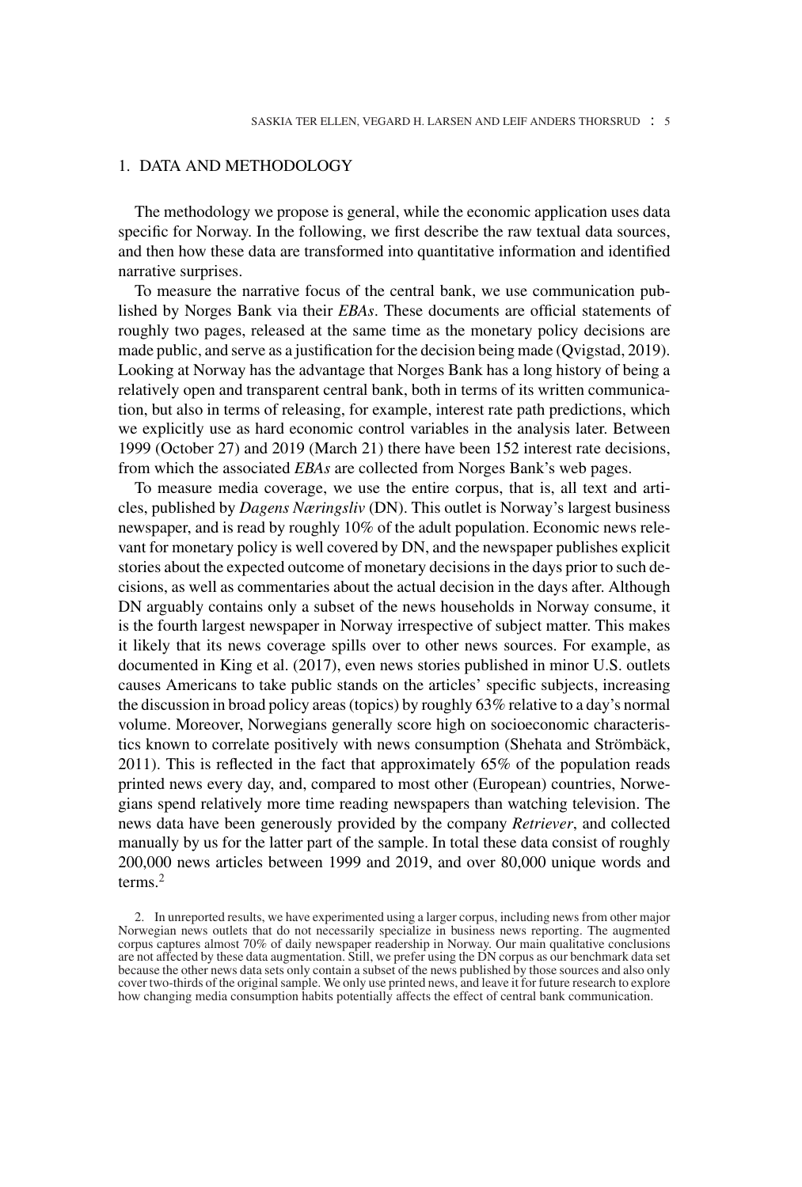## 1. DATA AND METHODOLOGY

The methodology we propose is general, while the economic application uses data specific for Norway. In the following, we first describe the raw textual data sources, and then how these data are transformed into quantitative information and identified narrative surprises.

To measure the narrative focus of the central bank, we use communication published by Norges Bank via their *EBAs*. These documents are official statements of roughly two pages, released at the same time as the monetary policy decisions are made public, and serve as a justification for the decision being made (Qvigstad, 2019). Looking at Norway has the advantage that Norges Bank has a long history of being a relatively open and transparent central bank, both in terms of its written communication, but also in terms of releasing, for example, interest rate path predictions, which we explicitly use as hard economic control variables in the analysis later. Between 1999 (October 27) and 2019 (March 21) there have been 152 interest rate decisions, from which the associated *EBAs* are collected from Norges Bank's web pages.

To measure media coverage, we use the entire corpus, that is, all text and articles, published by *Dagens Næringsliv* (DN). This outlet is Norway's largest business newspaper, and is read by roughly 10% of the adult population. Economic news relevant for monetary policy is well covered by DN, and the newspaper publishes explicit stories about the expected outcome of monetary decisions in the days prior to such decisions, as well as commentaries about the actual decision in the days after. Although DN arguably contains only a subset of the news households in Norway consume, it is the fourth largest newspaper in Norway irrespective of subject matter. This makes it likely that its news coverage spills over to other news sources. For example, as documented in King et al. (2017), even news stories published in minor U.S. outlets causes Americans to take public stands on the articles' specific subjects, increasing the discussion in broad policy areas (topics) by roughly 63% relative to a day's normal volume. Moreover, Norwegians generally score high on socioeconomic characteristics known to correlate positively with news consumption (Shehata and Strömbäck, 2011). This is reflected in the fact that approximately 65% of the population reads printed news every day, and, compared to most other (European) countries, Norwegians spend relatively more time reading newspapers than watching television. The news data have been generously provided by the company *Retriever*, and collected manually by us for the latter part of the sample. In total these data consist of roughly 200,000 news articles between 1999 and 2019, and over 80,000 unique words and terms.[2]

2. In unreported results, we have experimented using a larger corpus, including news from other major Norwegian news outlets that do not necessarily specialize in business news reporting. The augmented corpus captures almost 70% of daily newspaper readership in Norway. Our main qualitative conclusions are not affected by these data augmentation. Still, we prefer using the DN corpus as our benchmark data set because the other news data sets only contain a subset of the news published by those sources and also only cover two-thirds of the original sample. We only use printed news, and leave it for future research to explore how changing media consumption habits potentially affects the effect of central bank communication.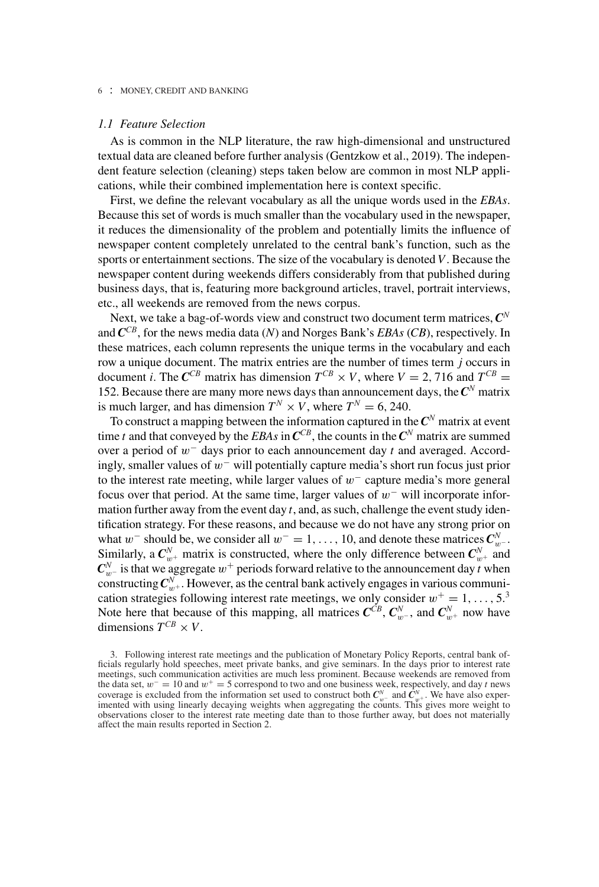### *1.1 Feature Selection*

As is common in the NLP literature, the raw high-dimensional and unstructured textual data are cleaned before further analysis (Gentzkow et al., 2019). The independent feature selection (cleaning) steps taken below are common in most NLP applications, while their combined implementation here is context specific.

First, we define the relevant vocabulary as all the unique words used in the *EBAs*. Because this set of words is much smaller than the vocabulary used in the newspaper, it reduces the dimensionality of the problem and potentially limits the influence of newspaper content completely unrelated to the central bank's function, such as the sports or entertainment sections. The size of the vocabulary is denoted $V$. Because the newspaper content during weekends differs considerably from that published during business days, that is, featuring more background articles, travel, portrait interviews, etc., all weekends are removed from the news corpus.

Next, we take a bag-of-words view and construct two document term matrices, $\boldsymbol{C}^N$ and $\boldsymbol{C}^{CB}$, for the news media data (*N*) and Norges Bank's *EBAs* (*CB*), respectively. In these matrices, each column represents the unique terms in the vocabulary and each row a unique document. The matrix entries are the number of times term $j$ occurs in document $i$. The $\boldsymbol{C}^{CB}$ matrix has dimension $T^{CB} \times V$, where $V = 2,716$ and $T^{CB} = 152$. Because there are many more news days than announcement days, the $\boldsymbol{C}^N$ matrix is much larger, and has dimension $T^N \times V$, where $T^N = 6,240$.

To construct a mapping between the information captured in the $\boldsymbol{C}^N$ matrix at event time $t$ and that conveyed by the *EBAs* in $\boldsymbol{C}^{CB}$, the counts in the $\boldsymbol{C}^N$ matrix are summed over a period of $w^-$ days prior to each announcement day $t$ and averaged. Accordingly, smaller values of $w^-$ will potentially capture media's short run focus just prior to the interest rate meeting, while larger values of $w^-$ capture media's more general focus over that period. At the same time, larger values of $w^-$ will incorporate information further away from the event day $t$, and, as such, challenge the event study identification strategy. For these reasons, and because we do not have any strong prior on what $w^-$ should be, we consider all $w^- = 1, \ldots, 10$, and denote these matrices $\boldsymbol{C}^N_{w^-}$. Similarly, a $\boldsymbol{C}^N_{w^+}$ matrix is constructed, where the only difference between $\boldsymbol{C}^N_{w^+}$ and $\boldsymbol{C}^N_{w^-}$ is that we aggregate $w^+$ periods forward relative to the announcement day $t$ when constructing $\boldsymbol{C}^N_{w^+}$. However, as the central bank actively engages in various communication strategies following interest rate meetings, we only consider $w^+ = 1, \ldots, 5$.[3] Note here that because of this mapping, all matrices $\boldsymbol{C}^{CB}$, $\boldsymbol{C}^N_{w^-}$, and $\boldsymbol{C}^N_{w^+}$ now have dimensions $T^{CB} \times V$.

3. Following interest rate meetings and the publication of Monetary Policy Reports, central bank officials regularly hold speeches, meet private banks, and give seminars. In the days prior to interest rate meetings, such communication activities are much less prominent. Because weekends are removed from the data set, $w^- = 10$ and $w^+ = 5$ correspond to two and one business week, respectively, and day $t$ news coverage is excluded from the information set used to construct both $\boldsymbol{C}^N_{w^-}$ and $\boldsymbol{C}^N_{w^+}$. We have also experimented with using linearly decaying weights when aggregating the counts. This gives more weight to observations closer to the interest rate meeting date than to those further away, but does not materially affect the main results reported in Section 2.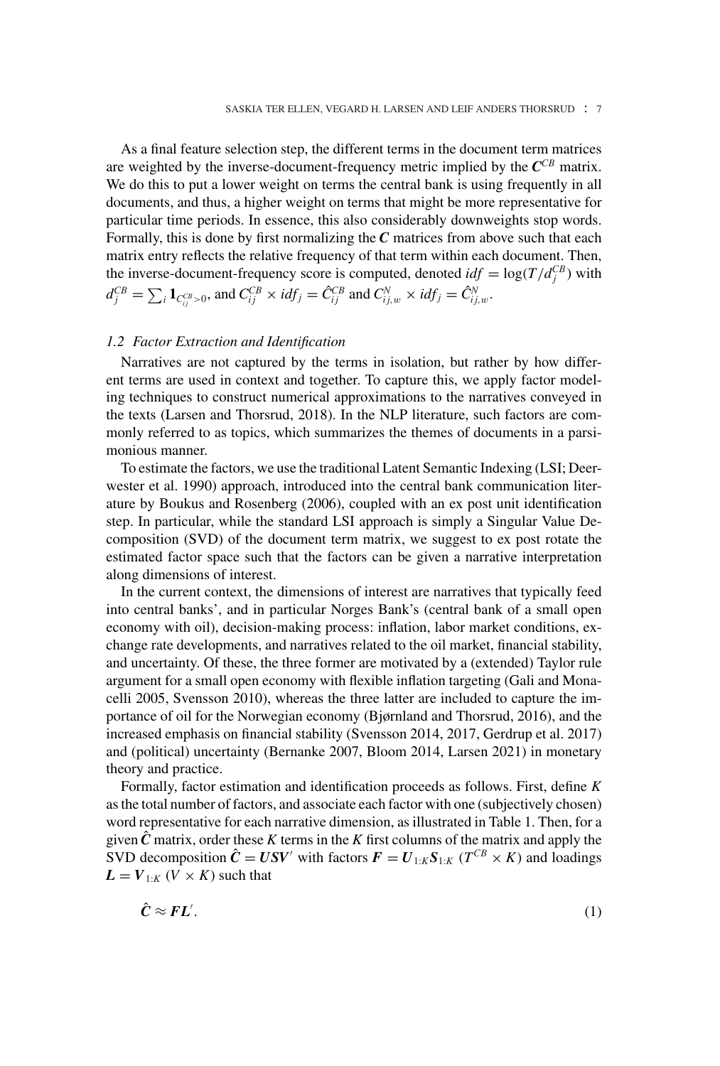As a final feature selection step, the different terms in the document term matrices are weighted by the inverse-document-frequency metric implied by the $\boldsymbol{C}^{CB}$ matrix. We do this to put a lower weight on terms the central bank is using frequently in all documents, and thus, a higher weight on terms that might be more representative for particular time periods. In essence, this also considerably downweights stop words. Formally, this is done by first normalizing the $\boldsymbol{C}$ matrices from above such that each matrix entry reflects the relative frequency of that term within each document. Then, the inverse-document-frequency score is computed, denoted $idf = \log(T/d_j^{CB})$ with $d_j^{CB} = \sum_i \mathbf{1}_{C_{ij}^{CB}>0}$, and $C_{ij}^{CB} \times idf_j = \hat{C}_{ij}^{CB}$ and $C_{ij,w}^{N} \times idf_j = \hat{C}_{ij,w}^{N}$.

### *1.2 Factor Extraction and Identification*

Narratives are not captured by the terms in isolation, but rather by how different terms are used in context and together. To capture this, we apply factor modeling techniques to construct numerical approximations to the narratives conveyed in the texts (Larsen and Thorsrud, 2018). In the NLP literature, such factors are commonly referred to as topics, which summarizes the themes of documents in a parsimonious manner.

To estimate the factors, we use the traditional Latent Semantic Indexing (LSI; Deerwester et al. 1990) approach, introduced into the central bank communication literature by Boukus and Rosenberg (2006), coupled with an ex post unit identification step. In particular, while the standard LSI approach is simply a Singular Value Decomposition (SVD) of the document term matrix, we suggest to ex post rotate the estimated factor space such that the factors can be given a narrative interpretation along dimensions of interest.

In the current context, the dimensions of interest are narratives that typically feed into central banks', and in particular Norges Bank's (central bank of a small open economy with oil), decision-making process: inflation, labor market conditions, exchange rate developments, and narratives related to the oil market, financial stability, and uncertainty. Of these, the three former are motivated by a (extended) Taylor rule argument for a small open economy with flexible inflation targeting (Gali and Monacelli 2005, Svensson 2010), whereas the three latter are included to capture the importance of oil for the Norwegian economy (Bjørnland and Thorsrud, 2016), and the increased emphasis on financial stability (Svensson 2014, 2017, Gerdrup et al. 2017) and (political) uncertainty (Bernanke 2007, Bloom 2014, Larsen 2021) in monetary theory and practice.

Formally, factor estimation and identification proceeds as follows. First, define $K$ as the total number of factors, and associate each factor with one (subjectively chosen) word representative for each narrative dimension, as illustrated in Table 1. Then, for a given $\hat{\boldsymbol{C}}$ matrix, order these $K$ terms in the $K$ first columns of the matrix and apply the SVD decomposition $\hat{\boldsymbol{C}} = \boldsymbol{U}\boldsymbol{S}\boldsymbol{V}'$ with factors $\boldsymbol{F} = \boldsymbol{U}_{1:K}\boldsymbol{S}_{1:K}$ ($T^{CB} \times K$) and loadings $\boldsymbol{L} = \boldsymbol{V}_{1:K}$ ($V \times K$) such that

$$\hat{\boldsymbol{C}} \approx \boldsymbol{F}\boldsymbol{L}'. \tag{1}$$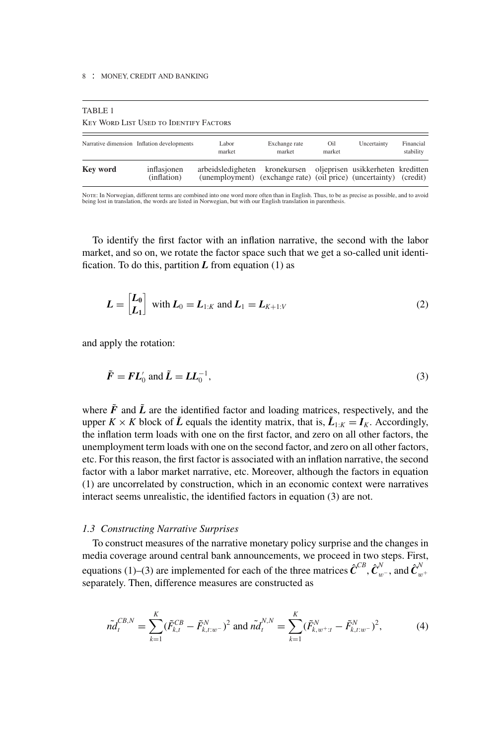TABLE 1

Key Word List Used to Identify Factors

| Narrative dimension | Inflation developments | Labor market | Exchange rate market | Oil market | Uncertainty | Financial stability |
|---|---|---|---|---|---|---|
| **Key word** | inflasjonen (inflation) | arbeidsledigheten (unemployment) | kronekursen (exchange rate) | oljeprisen (oil price) | usikkerheten (uncertainty) | kreditten (credit) |

Note: In Norwegian, different terms are combined into one word more often than in English. Thus, to be as precise as possible, and to avoid being lost in translation, the words are listed in Norwegian, but with our English translation in parenthesis.

To identify the first factor with an inflation narrative, the second with the labor market, and so on, we rotate the factor space such that we get a so-called unit identification. To do this, partition $\boldsymbol{L}$ from equation (1) as

$$\boldsymbol{L} = \begin{bmatrix} \boldsymbol{L_0} \\ \boldsymbol{L_1} \end{bmatrix} \text{ with } \boldsymbol{L}_0 = \boldsymbol{L}_{1:K} \text{ and } \boldsymbol{L}_1 = \boldsymbol{L}_{K+1:V} \tag{2}$$

and apply the rotation:

$$\tilde{\boldsymbol{F}} = \boldsymbol{F}\boldsymbol{L}_0' \text{ and } \tilde{\boldsymbol{L}} = \boldsymbol{L}\boldsymbol{L}_0^{-1}, \tag{3}$$

where $\tilde{\boldsymbol{F}}$ and $\tilde{\boldsymbol{L}}$ are the identified factor and loading matrices, respectively, and the upper $K \times K$ block of $\tilde{\boldsymbol{L}}$ equals the identity matrix, that is, $\tilde{\boldsymbol{L}}_{1:K} = \boldsymbol{I}_K$. Accordingly, the inflation term loads with one on the first factor, and zero on all other factors, the unemployment term loads with one on the second factor, and zero on all other factors, etc. For this reason, the first factor is associated with an inflation narrative, the second factor with a labor market narrative, etc. Moreover, although the factors in equation (1) are uncorrelated by construction, which in an economic context were narratives interact seems unrealistic, the identified factors in equation (3) are not.

### *1.3 Constructing Narrative Surprises*

To construct measures of the narrative monetary policy surprise and the changes in media coverage around central bank announcements, we proceed in two steps. First, equations (1)–(3) are implemented for each of the three matrices $\hat{\boldsymbol{C}}^{CB}$, $\hat{\boldsymbol{C}}^{N}_{w^-}$, and $\hat{\boldsymbol{C}}^{N}_{w^+}$ separately. Then, difference measures are constructed as

$$\tilde{nd}_t^{CB,N} = \sum_{k=1}^{K} (\tilde{F}_{k,t}^{CB} - \tilde{F}_{k,t:w^-}^{N})^2 \text{ and } \tilde{nd}_t^{N,N} = \sum_{k=1}^{K} (\tilde{F}_{k,w^+:t}^{N} - \tilde{F}_{k,t:w^-}^{N})^2, \tag{4}$$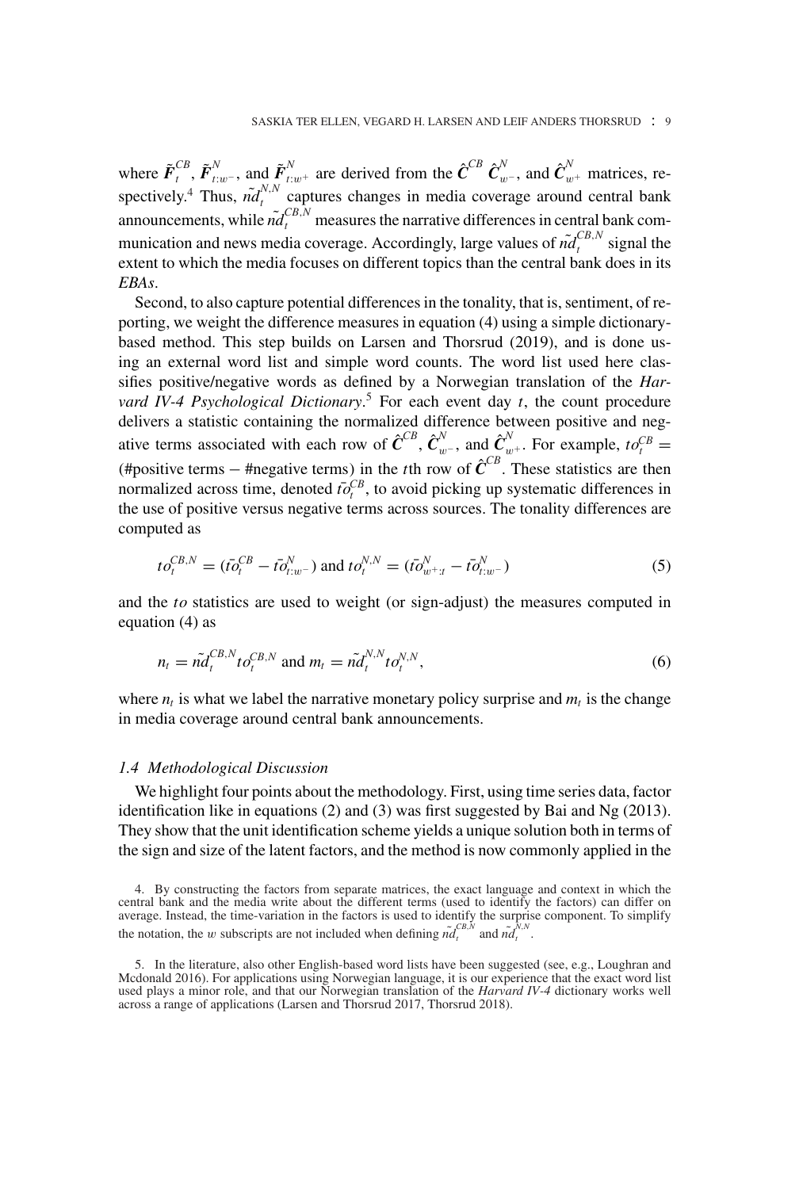where $\tilde{\boldsymbol{F}}_t^{CB}$, $\tilde{\boldsymbol{F}}_{t:w^-}^{N}$, and $\tilde{\boldsymbol{F}}_{t:w^+}^{N}$ are derived from the $\hat{\boldsymbol{C}}^{CB}$ $\hat{\boldsymbol{C}}_{w^-}^{N}$, and $\hat{\boldsymbol{C}}_{w^+}^{N}$ matrices, respectively.[4] Thus, $\tilde{nd}_t^{N,N}$ captures changes in media coverage around central bank announcements, while $\tilde{nd}_t^{CB,N}$ measures the narrative differences in central bank communication and news media coverage. Accordingly, large values of $\tilde{nd}_t^{CB,N}$ signal the extent to which the media focuses on different topics than the central bank does in its *EBAs*.

Second, to also capture potential differences in the tonality, that is, sentiment, of reporting, we weight the difference measures in equation (4) using a simple dictionary-based method. This step builds on Larsen and Thorsrud (2019), and is done using an external word list and simple word counts. The word list used here classifies positive/negative words as defined by a Norwegian translation of the *Harvard IV-4 Psychological Dictionary*.[5] For each event day $t$, the count procedure delivers a statistic containing the normalized difference between positive and negative terms associated with each row of $\hat{\boldsymbol{C}}^{CB}$, $\hat{\boldsymbol{C}}_{w^-}^{N}$, and $\hat{\boldsymbol{C}}_{w^+}^{N}$. For example, $to_t^{CB} =$ (#positive terms − #negative terms) in the $t$th row of $\hat{\boldsymbol{C}}^{CB}$. These statistics are then normalized across time, denoted $\bar{to}_t^{CB}$, to avoid picking up systematic differences in the use of positive versus negative terms across sources. The tonality differences are computed as

$$to_t^{CB,N} = (\bar{to}_t^{CB} - \bar{to}_{t:w^-}^{N}) \text{ and } to_t^{N,N} = (\bar{to}_{w^+:t}^{N} - \bar{to}_{t:w^-}^{N}) \tag{5}$$

and the $to$ statistics are used to weight (or sign-adjust) the measures computed in equation (4) as

$$n_t = \tilde{nd}_t^{CB,N} to_t^{CB,N} \text{ and } m_t = \tilde{nd}_t^{N,N} to_t^{N,N}, \tag{6}$$

where $n_t$ is what we label the narrative monetary policy surprise and $m_t$ is the change in media coverage around central bank announcements.

### *1.4 Methodological Discussion*

We highlight four points about the methodology. First, using time series data, factor identification like in equations (2) and (3) was first suggested by Bai and Ng (2013). They show that the unit identification scheme yields a unique solution both in terms of the sign and size of the latent factors, and the method is now commonly applied in the

4. By constructing the factors from separate matrices, the exact language and context in which the central bank and the media write about the different terms (used to identify the factors) can differ on average. Instead, the time-variation in the factors is used to identify the surprise component. To simplify the notation, the $w$ subscripts are not included when defining $\tilde{nd}_t^{CB,N}$ and $\tilde{nd}_t^{N,N}$.

5. In the literature, also other English-based word lists have been suggested (see, e.g., Loughran and Mcdonald 2016). For applications using Norwegian language, it is our experience that the exact word list used plays a minor role, and that our Norwegian translation of the *Harvard IV-4* dictionary works well across a range of applications (Larsen and Thorsrud 2017, Thorsrud 2018).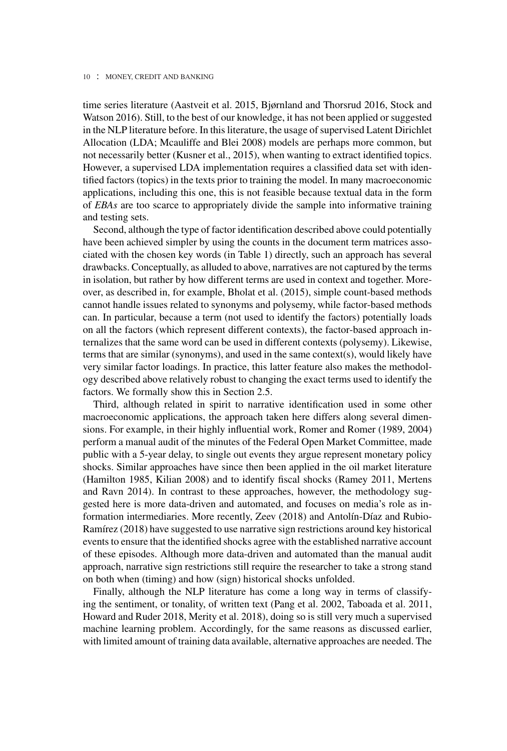time series literature (Aastveit et al. 2015, Bjørnland and Thorsrud 2016, Stock and Watson 2016). Still, to the best of our knowledge, it has not been applied or suggested in the NLP literature before. In this literature, the usage of supervised Latent Dirichlet Allocation (LDA; Mcauliffe and Blei 2008) models are perhaps more common, but not necessarily better (Kusner et al., 2015), when wanting to extract identified topics. However, a supervised LDA implementation requires a classified data set with identified factors (topics) in the texts prior to training the model. In many macroeconomic applications, including this one, this is not feasible because textual data in the form of *EBAs* are too scarce to appropriately divide the sample into informative training and testing sets.

Second, although the type of factor identification described above could potentially have been achieved simpler by using the counts in the document term matrices associated with the chosen key words (in Table 1) directly, such an approach has several drawbacks. Conceptually, as alluded to above, narratives are not captured by the terms in isolation, but rather by how different terms are used in context and together. Moreover, as described in, for example, Bholat et al. (2015), simple count-based methods cannot handle issues related to synonyms and polysemy, while factor-based methods can. In particular, because a term (not used to identify the factors) potentially loads on all the factors (which represent different contexts), the factor-based approach internalizes that the same word can be used in different contexts (polysemy). Likewise, terms that are similar (synonyms), and used in the same context(s), would likely have very similar factor loadings. In practice, this latter feature also makes the methodology described above relatively robust to changing the exact terms used to identify the factors. We formally show this in Section 2.5.

Third, although related in spirit to narrative identification used in some other macroeconomic applications, the approach taken here differs along several dimensions. For example, in their highly influential work, Romer and Romer (1989, 2004) perform a manual audit of the minutes of the Federal Open Market Committee, made public with a 5-year delay, to single out events they argue represent monetary policy shocks. Similar approaches have since then been applied in the oil market literature (Hamilton 1985, Kilian 2008) and to identify fiscal shocks (Ramey 2011, Mertens and Ravn 2014). In contrast to these approaches, however, the methodology suggested here is more data-driven and automated, and focuses on media's role as information intermediaries. More recently, Zeev (2018) and Antolín-Díaz and Rubio-Ramírez (2018) have suggested to use narrative sign restrictions around key historical events to ensure that the identified shocks agree with the established narrative account of these episodes. Although more data-driven and automated than the manual audit approach, narrative sign restrictions still require the researcher to take a strong stand on both when (timing) and how (sign) historical shocks unfolded.

Finally, although the NLP literature has come a long way in terms of classifying the sentiment, or tonality, of written text (Pang et al. 2002, Taboada et al. 2011, Howard and Ruder 2018, Merity et al. 2018), doing so is still very much a supervised machine learning problem. Accordingly, for the same reasons as discussed earlier, with limited amount of training data available, alternative approaches are needed. The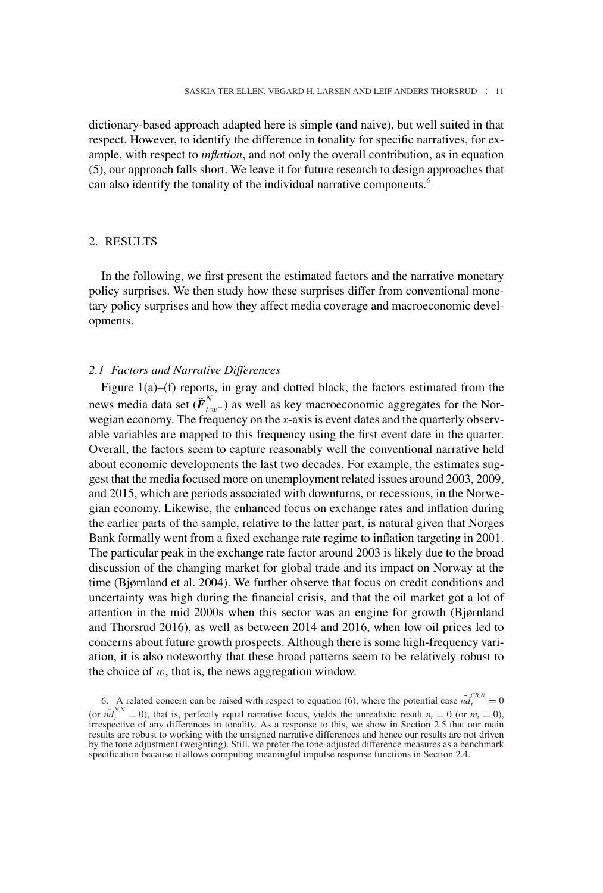dictionary-based approach adapted here is simple (and naive), but well suited in that respect. However, to identify the difference in tonality for specific narratives, for example, with respect to *inflation*, and not only the overall contribution, as in equation (5), our approach falls short. We leave it for future research to design approaches that can also identify the tonality of the individual narrative components.[6]

## 2. RESULTS

In the following, we first present the estimated factors and the narrative monetary policy surprises. We then study how these surprises differ from conventional monetary policy surprises and how they affect media coverage and macroeconomic developments.

### 2.1 Factors and Narrative Differences

Figure 1(a)–(f) reports, in gray and dotted black, the factors estimated from the news media data set ($\tilde{\boldsymbol{F}}^{N}_{t:w^-}$) as well as key macroeconomic aggregates for the Norwegian economy. The frequency on the *x*-axis is event dates and the quarterly observable variables are mapped to this frequency using the first event date in the quarter. Overall, the factors seem to capture reasonably well the conventional narrative held about economic developments the last two decades. For example, the estimates suggest that the media focused more on unemployment related issues around 2003, 2009, and 2015, which are periods associated with downturns, or recessions, in the Norwegian economy. Likewise, the enhanced focus on exchange rates and inflation during the earlier parts of the sample, relative to the latter part, is natural given that Norges Bank formally went from a fixed exchange rate regime to inflation targeting in 2001. The particular peak in the exchange rate factor around 2003 is likely due to the broad discussion of the changing market for global trade and its impact on Norway at the time (Bjørnland et al. 2004). We further observe that focus on credit conditions and uncertainty was high during the financial crisis, and that the oil market got a lot of attention in the mid 2000s when this sector was an engine for growth (Bjørnland and Thorsrud 2016), as well as between 2014 and 2016, when low oil prices led to concerns about future growth prospects. Although there is some high-frequency variation, it is also noteworthy that these broad patterns seem to be relatively robust to the choice of $w$, that is, the news aggregation window.

6. A related concern can be raised with respect to equation (6), where the potential case $\tilde{nd}_t^{CB,N} = 0$ (or $\tilde{nd}_t^{N,N} = 0$), that is, perfectly equal narrative focus, yields the unrealistic result $n_t = 0$ (or $m_t = 0$), irrespective of any differences in tonality. As a response to this, we show in Section 2.5 that our main results are robust to working with the unsigned narrative differences and hence our results are not driven by the tone adjustment (weighting). Still, we prefer the tone-adjusted difference measures as a benchmark specification because it allows computing meaningful impulse response functions in Section 2.4.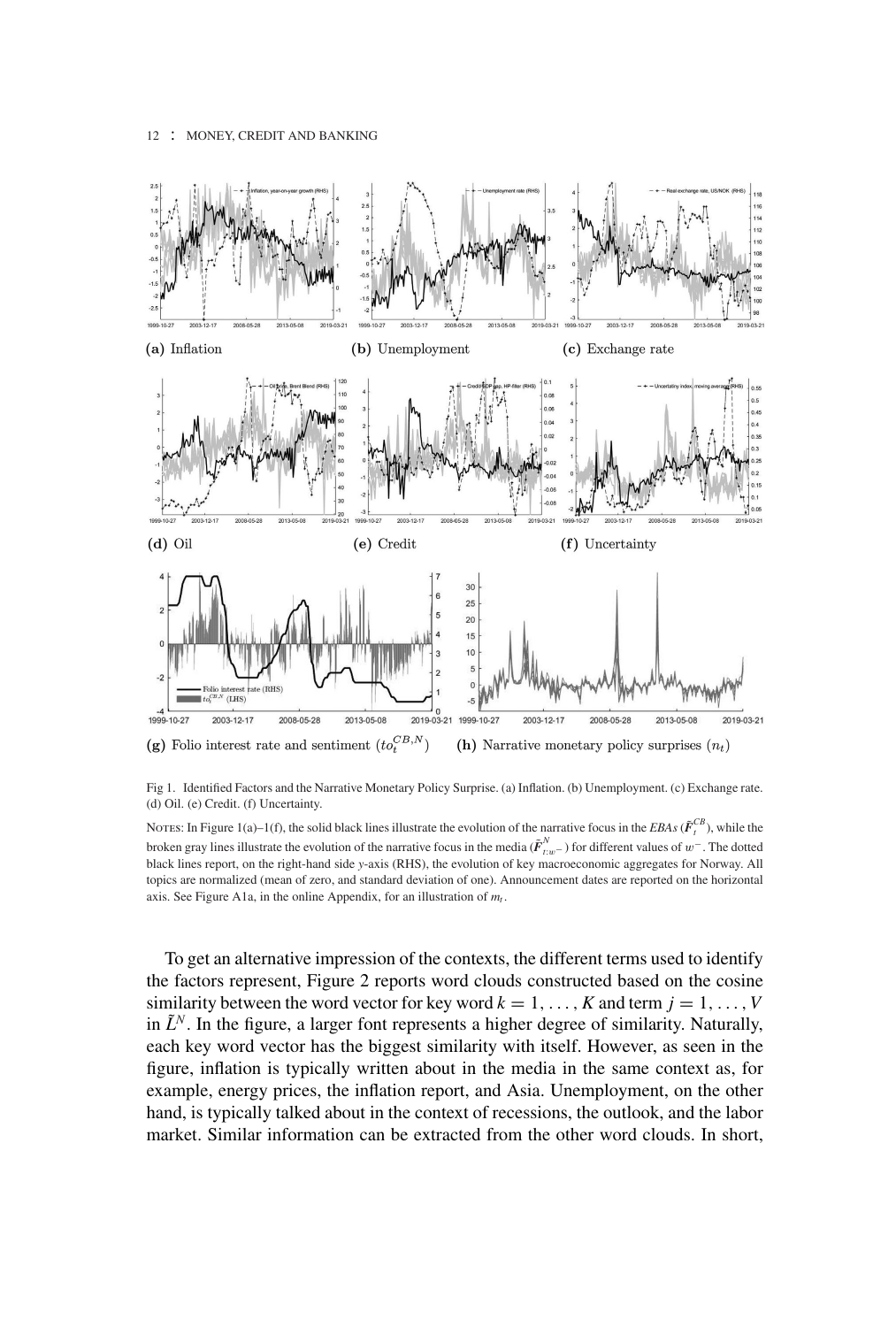(a) Inflation (b) Unemployment (c) Exchange rate

(d) Oil (e) Credit (f) Uncertainty

(g) Folio interest rate and sentiment ($to_t^{CB,N}$) (h) Narrative monetary policy surprises ($n_t$)

Fig 1. Identified Factors and the Narrative Monetary Policy Surprise. (a) Inflation. (b) Unemployment. (c) Exchange rate. (d) Oil. (e) Credit. (f) Uncertainty.

Notes: In Figure 1(a)–1(f), the solid black lines illustrate the evolution of the narrative focus in the *EBAs* ($\bar{F}_t^{CB}$), while the broken gray lines illustrate the evolution of the narrative focus in the media ($\tilde{F}_{t:w^-}^{N}$) for different values of $w^-$. The dotted black lines report, on the right-hand side $y$-axis (RHS), the evolution of key macroeconomic aggregates for Norway. All topics are normalized (mean of zero, and standard deviation of one). Announcement dates are reported on the horizontal axis. See Figure A1a, in the online Appendix, for an illustration of $m_t$.

To get an alternative impression of the contexts, the different terms used to identify the factors represent, Figure 2 reports word clouds constructed based on the cosine similarity between the word vector for key word $k = 1, \ldots, K$ and term $j = 1, \ldots, V$ in $\tilde{L}^N$. In the figure, a larger font represents a higher degree of similarity. Naturally, each key word vector has the biggest similarity with itself. However, as seen in the figure, inflation is typically written about in the media in the same context as, for example, energy prices, the inflation report, and Asia. Unemployment, on the other hand, is typically talked about in the context of recessions, the outlook, and the labor market. Similar information can be extracted from the other word clouds. In short,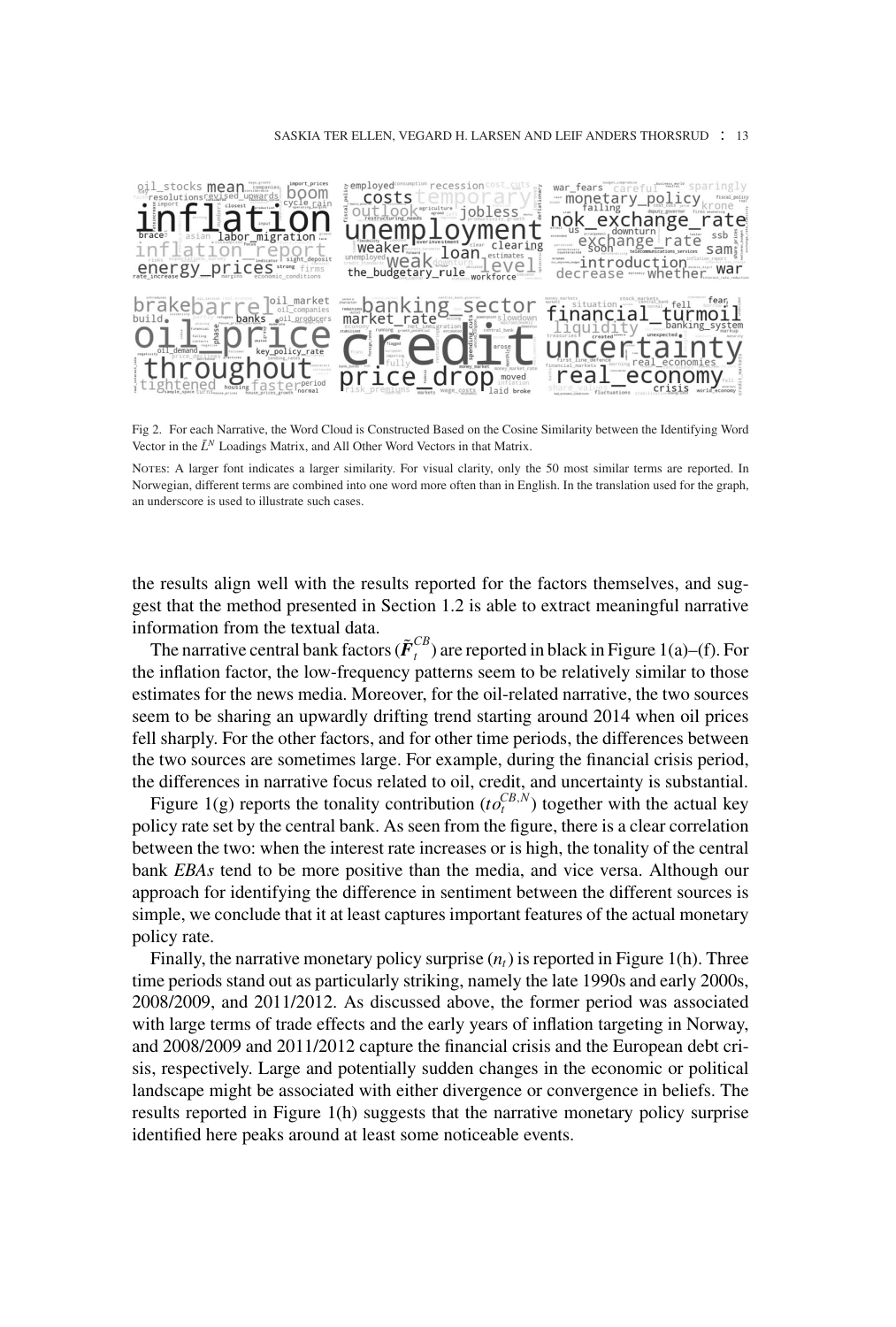Fig 2. For each Narrative, the Word Cloud is Constructed Based on the Cosine Similarity between the Identifying Word Vector in the $\tilde{L}^N$ Loadings Matrix, and All Other Word Vectors in that Matrix.

NOTES: A larger font indicates a larger similarity. For visual clarity, only the 50 most similar terms are reported. In Norwegian, different terms are combined into one word more often than in English. In the translation used for the graph, an underscore is used to illustrate such cases.

the results align well with the results reported for the factors themselves, and suggest that the method presented in Section 1.2 is able to extract meaningful narrative information from the textual data.

The narrative central bank factors ($\tilde{\boldsymbol{F}}_t^{CB}$) are reported in black in Figure 1(a)–(f). For the inflation factor, the low-frequency patterns seem to be relatively similar to those estimates for the news media. Moreover, for the oil-related narrative, the two sources seem to be sharing an upwardly drifting trend starting around 2014 when oil prices fell sharply. For the other factors, and for other time periods, the differences between the two sources are sometimes large. For example, during the financial crisis period, the differences in narrative focus related to oil, credit, and uncertainty is substantial.

Figure 1(g) reports the tonality contribution ($to_t^{CB,N}$) together with the actual key policy rate set by the central bank. As seen from the figure, there is a clear correlation between the two: when the interest rate increases or is high, the tonality of the central bank *EBAs* tend to be more positive than the media, and vice versa. Although our approach for identifying the difference in sentiment between the different sources is simple, we conclude that it at least captures important features of the actual monetary policy rate.

Finally, the narrative monetary policy surprise ($n_t$) is reported in Figure 1(h). Three time periods stand out as particularly striking, namely the late 1990s and early 2000s, 2008/2009, and 2011/2012. As discussed above, the former period was associated with large terms of trade effects and the early years of inflation targeting in Norway, and 2008/2009 and 2011/2012 capture the financial crisis and the European debt crisis, respectively. Large and potentially sudden changes in the economic or political landscape might be associated with either divergence or convergence in beliefs. The results reported in Figure 1(h) suggests that the narrative monetary policy surprise identified here peaks around at least some noticeable events.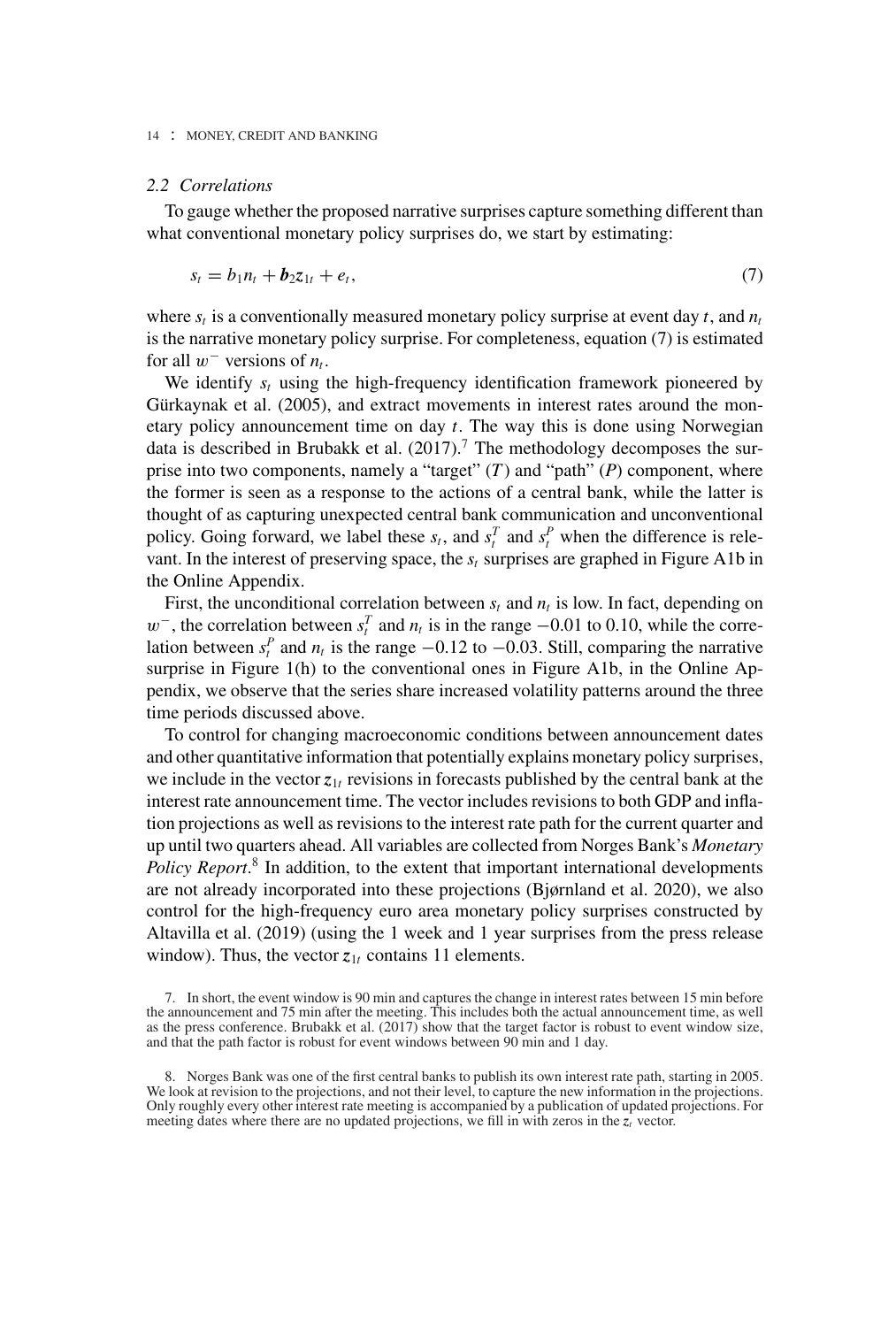### 2.2 Correlations

To gauge whether the proposed narrative surprises capture something different than what conventional monetary policy surprises do, we start by estimating:

$$s_t = b_1 n_t + \boldsymbol{b}_2 \boldsymbol{z}_{1t} + e_t, \tag{7}$$

where $s_t$ is a conventionally measured monetary policy surprise at event day $t$, and $n_t$ is the narrative monetary policy surprise. For completeness, equation (7) is estimated for all $w^-$ versions of $n_t$.

We identify $s_t$ using the high-frequency identification framework pioneered by Gürkaynak et al. (2005), and extract movements in interest rates around the monetary policy announcement time on day $t$. The way this is done using Norwegian data is described in Brubakk et al. (2017).[7] The methodology decomposes the surprise into two components, namely a "target" ($T$) and "path" ($P$) component, where the former is seen as a response to the actions of a central bank, while the latter is thought of as capturing unexpected central bank communication and unconventional policy. Going forward, we label these $s_t$, and $s_t^T$ and $s_t^P$ when the difference is relevant. In the interest of preserving space, the $s_t$ surprises are graphed in Figure A1b in the Online Appendix.

First, the unconditional correlation between $s_t$ and $n_t$ is low. In fact, depending on $w^-$, the correlation between $s_t^T$ and $n_t$ is in the range $-0.01$ to 0.10, while the correlation between $s_t^P$ and $n_t$ is the range $-0.12$ to $-0.03$. Still, comparing the narrative surprise in Figure 1(h) to the conventional ones in Figure A1b, in the Online Appendix, we observe that the series share increased volatility patterns around the three time periods discussed above.

To control for changing macroeconomic conditions between announcement dates and other quantitative information that potentially explains monetary policy surprises, we include in the vector $\boldsymbol{z}_{1t}$ revisions in forecasts published by the central bank at the interest rate announcement time. The vector includes revisions to both GDP and inflation projections as well as revisions to the interest rate path for the current quarter and up until two quarters ahead. All variables are collected from Norges Bank's *Monetary Policy Report*.[8] In addition, to the extent that important international developments are not already incorporated into these projections (Bjørnland et al. 2020), we also control for the high-frequency euro area monetary policy surprises constructed by Altavilla et al. (2019) (using the 1 week and 1 year surprises from the press release window). Thus, the vector $\boldsymbol{z}_{1t}$ contains 11 elements.

7. In short, the event window is 90 min and captures the change in interest rates between 15 min before the announcement and 75 min after the meeting. This includes both the actual announcement time, as well as the press conference. Brubakk et al. (2017) show that the target factor is robust to event window size, and that the path factor is robust for event windows between 90 min and 1 day.

8. Norges Bank was one of the first central banks to publish its own interest rate path, starting in 2005. We look at revision to the projections, and not their level, to capture the new information in the projections. Only roughly every other interest rate meeting is accompanied by a publication of updated projections. For meeting dates where there are no updated projections, we fill in with zeros in the $\boldsymbol{z}_t$ vector.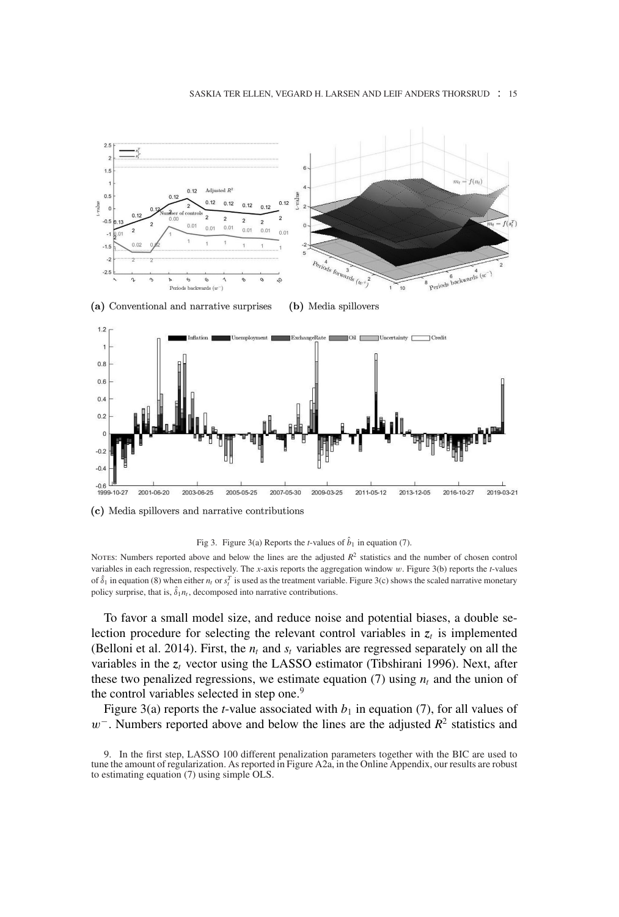(a) Conventional and narrative surprises (b) Media spillovers

(c) Media spillovers and narrative contributions

Fig 3. Figure 3(a) Reports the $t$-values of $\hat{b}_1$ in equation (7).

NOTES: Numbers reported above and below the lines are the adjusted $R^2$ statistics and the number of chosen control variables in each regression, respectively. The $x$-axis reports the aggregation window $w$. Figure 3(b) reports the $t$-values of $\hat{\delta}_1$ in equation (8) when either $n_t$ or $s_t^T$ is used as the treatment variable. Figure 3(c) shows the scaled narrative monetary policy surprise, that is, $\hat{\delta}_1 n_t$, decomposed into narrative contributions.

To favor a small model size, and reduce noise and potential biases, a double selection procedure for selecting the relevant control variables in $\boldsymbol{z}_t$ is implemented (Belloni et al. 2014). First, the $n_t$ and $s_t$ variables are regressed separately on all the variables in the $\boldsymbol{z}_t$ vector using the LASSO estimator (Tibshirani 1996). Next, after these two penalized regressions, we estimate equation (7) using $n_t$ and the union of the control variables selected in step one.[9]

Figure 3(a) reports the $t$-value associated with $b_1$ in equation (7), for all values of $w^-$. Numbers reported above and below the lines are the adjusted $R^2$ statistics and

9. In the first step, LASSO 100 different penalization parameters together with the BIC are used to tune the amount of regularization. As reported in Figure A2a, in the Online Appendix, our results are robust to estimating equation (7) using simple OLS.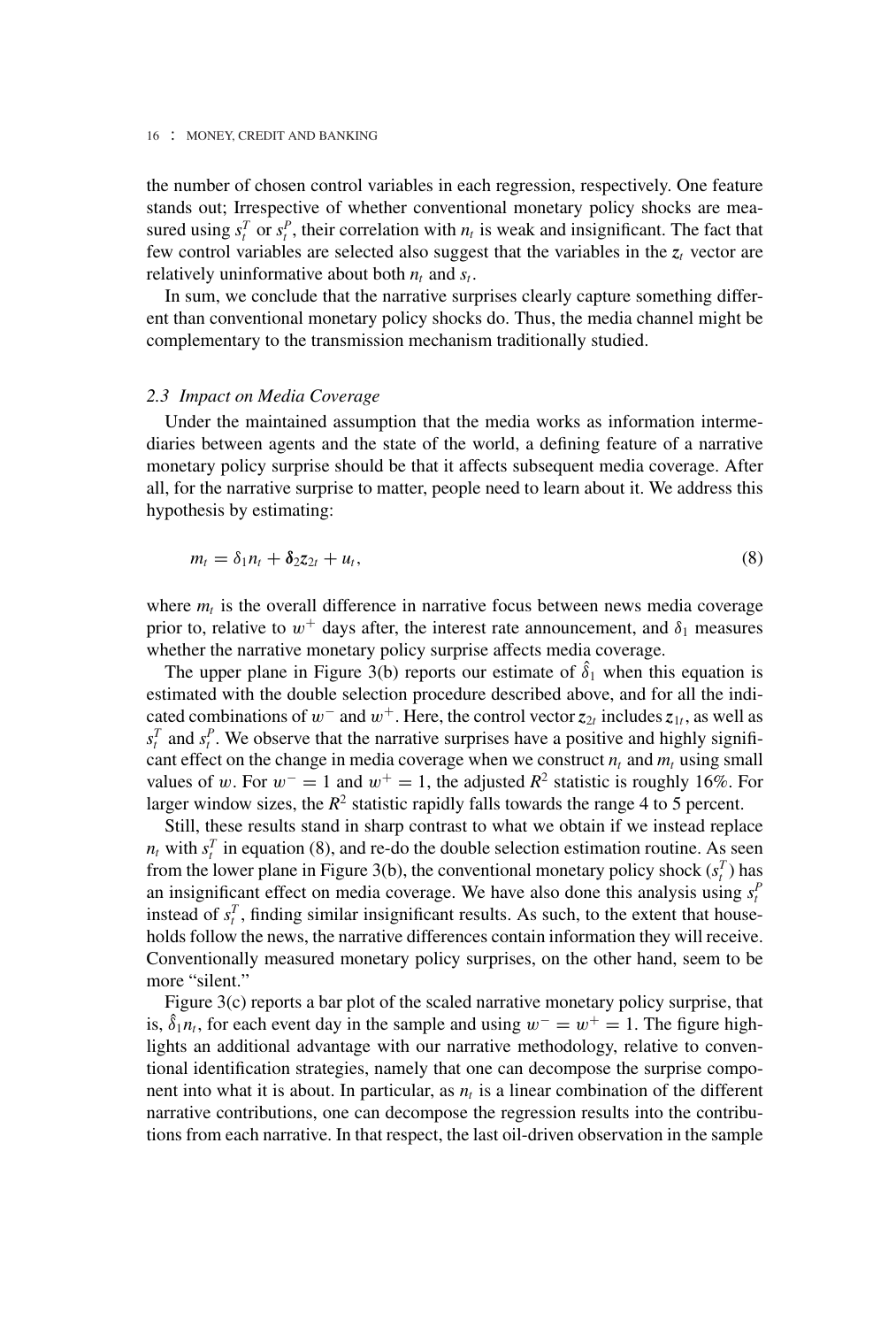the number of chosen control variables in each regression, respectively. One feature stands out; Irrespective of whether conventional monetary policy shocks are measured using $s_t^T$ or $s_t^P$, their correlation with $n_t$ is weak and insignificant. The fact that few control variables are selected also suggest that the variables in the $\boldsymbol{z}_t$ vector are relatively uninformative about both $n_t$ and $s_t$.

In sum, we conclude that the narrative surprises clearly capture something different than conventional monetary policy shocks do. Thus, the media channel might be complementary to the transmission mechanism traditionally studied.

### *2.3 Impact on Media Coverage*

Under the maintained assumption that the media works as information intermediaries between agents and the state of the world, a defining feature of a narrative monetary policy surprise should be that it affects subsequent media coverage. After all, for the narrative surprise to matter, people need to learn about it. We address this hypothesis by estimating:

$$m_t = \delta_1 n_t + \boldsymbol{\delta}_2 \boldsymbol{z}_{2t} + u_t, \tag{8}$$

where $m_t$ is the overall difference in narrative focus between news media coverage prior to, relative to $w^+$ days after, the interest rate announcement, and $\delta_1$ measures whether the narrative monetary policy surprise affects media coverage.

The upper plane in Figure 3(b) reports our estimate of $\hat{\delta}_1$ when this equation is estimated with the double selection procedure described above, and for all the indicated combinations of $w^-$ and $w^+$. Here, the control vector $\boldsymbol{z}_{2t}$ includes $\boldsymbol{z}_{1t}$, as well as $s_t^T$ and $s_t^P$. We observe that the narrative surprises have a positive and highly significant effect on the change in media coverage when we construct $n_t$ and $m_t$ using small values of $w$. For $w^- = 1$ and $w^+ = 1$, the adjusted $R^2$ statistic is roughly 16%. For larger window sizes, the $R^2$ statistic rapidly falls towards the range 4 to 5 percent.

Still, these results stand in sharp contrast to what we obtain if we instead replace $n_t$ with $s_t^T$ in equation (8), and re-do the double selection estimation routine. As seen from the lower plane in Figure 3(b), the conventional monetary policy shock ($s_t^T$) has an insignificant effect on media coverage. We have also done this analysis using $s_t^P$ instead of $s_t^T$, finding similar insignificant results. As such, to the extent that households follow the news, the narrative differences contain information they will receive. Conventionally measured monetary policy surprises, on the other hand, seem to be more "silent."

Figure 3(c) reports a bar plot of the scaled narrative monetary policy surprise, that is, $\hat{\delta}_1 n_t$, for each event day in the sample and using $w^- = w^+ = 1$. The figure highlights an additional advantage with our narrative methodology, relative to conventional identification strategies, namely that one can decompose the surprise component into what it is about. In particular, as $n_t$ is a linear combination of the different narrative contributions, one can decompose the regression results into the contributions from each narrative. In that respect, the last oil-driven observation in the sample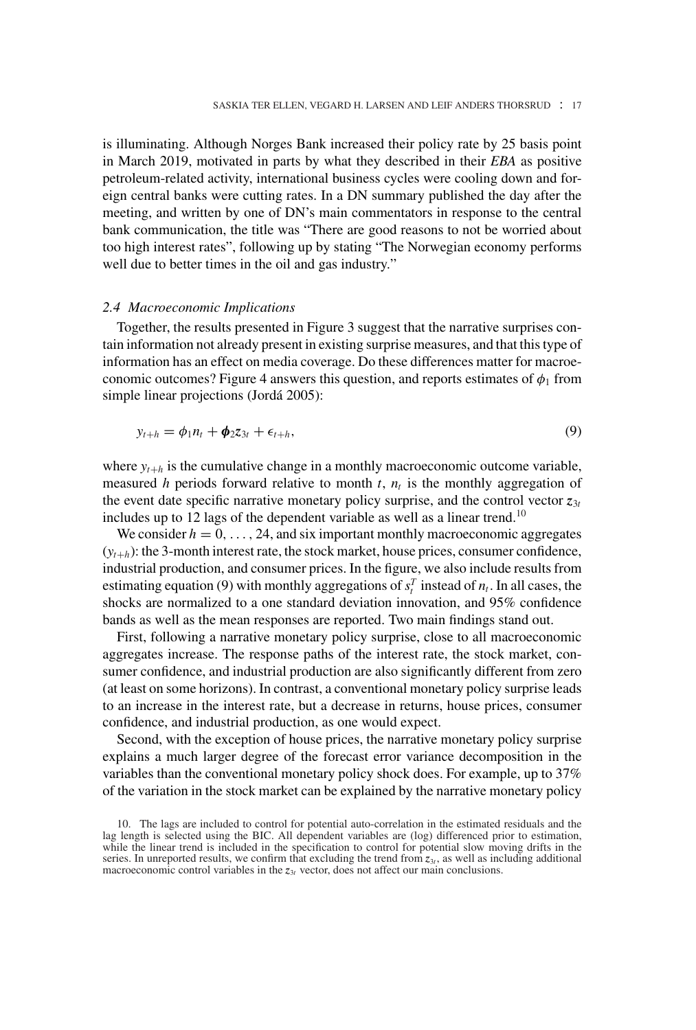is illuminating. Although Norges Bank increased their policy rate by 25 basis point in March 2019, motivated in parts by what they described in their *EBA* as positive petroleum-related activity, international business cycles were cooling down and foreign central banks were cutting rates. In a DN summary published the day after the meeting, and written by one of DN's main commentators in response to the central bank communication, the title was "There are good reasons to not be worried about too high interest rates", following up by stating "The Norwegian economy performs well due to better times in the oil and gas industry."

### *2.4 Macroeconomic Implications*

Together, the results presented in Figure 3 suggest that the narrative surprises contain information not already present in existing surprise measures, and that this type of information has an effect on media coverage. Do these differences matter for macroeconomic outcomes? Figure 4 answers this question, and reports estimates of $\phi_1$ from simple linear projections (Jordá 2005):

$$y_{t+h} = \phi_1 n_t + \boldsymbol{\phi}_2 z_{3t} + \epsilon_{t+h}, \tag{9}$$

where $y_{t+h}$ is the cumulative change in a monthly macroeconomic outcome variable, measured $h$ periods forward relative to month $t$, $n_t$ is the monthly aggregation of the event date specific narrative monetary policy surprise, and the control vector $z_{3t}$ includes up to 12 lags of the dependent variable as well as a linear trend.[10]

We consider $h = 0, \ldots, 24$, and six important monthly macroeconomic aggregates ($y_{t+h}$): the 3-month interest rate, the stock market, house prices, consumer confidence, industrial production, and consumer prices. In the figure, we also include results from estimating equation (9) with monthly aggregations of $s_t^T$ instead of $n_t$. In all cases, the shocks are normalized to a one standard deviation innovation, and 95% confidence bands as well as the mean responses are reported. Two main findings stand out.

First, following a narrative monetary policy surprise, close to all macroeconomic aggregates increase. The response paths of the interest rate, the stock market, consumer confidence, and industrial production are also significantly different from zero (at least on some horizons). In contrast, a conventional monetary policy surprise leads to an increase in the interest rate, but a decrease in returns, house prices, consumer confidence, and industrial production, as one would expect.

Second, with the exception of house prices, the narrative monetary policy surprise explains a much larger degree of the forecast error variance decomposition in the variables than the conventional monetary policy shock does. For example, up to 37% of the variation in the stock market can be explained by the narrative monetary policy

10. The lags are included to control for potential auto-correlation in the estimated residuals and the lag length is selected using the BIC. All dependent variables are (log) differenced prior to estimation, while the linear trend is included in the specification to control for potential slow moving drifts in the series. In unreported results, we confirm that excluding the trend from $z_{3t}$, as well as including additional macroeconomic control variables in the $z_{3t}$ vector, does not affect our main conclusions.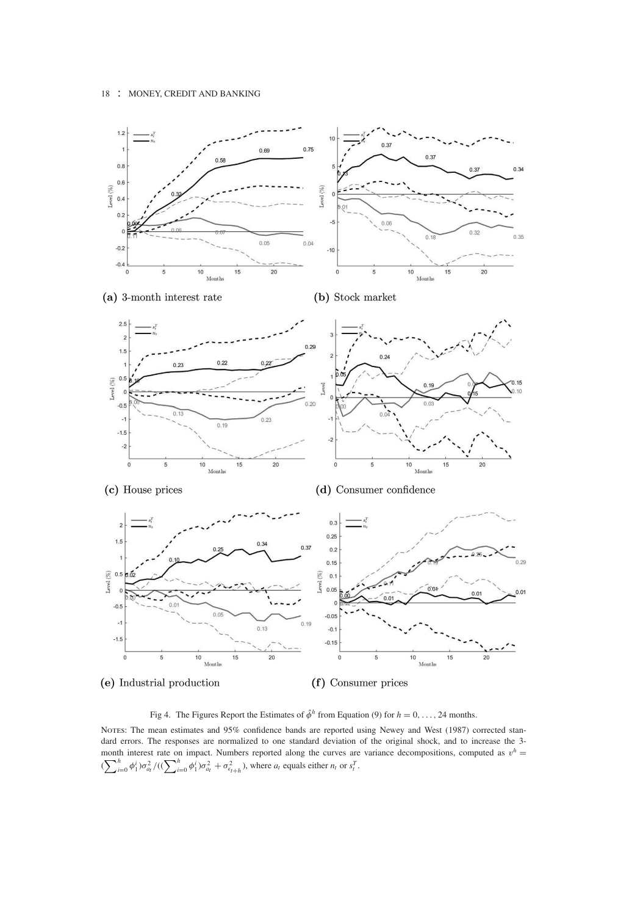(a) 3-month interest rate

(b) Stock market

(c) House prices

(d) Consumer confidence

(e) Industrial production

(f) Consumer prices

Fig 4. The Figures Report the Estimates of $\hat{\phi}^h$ from Equation (9) for $h = 0, \ldots, 24$ months.

Notes: The mean estimates and 95% confidence bands are reported using Newey and West (1987) corrected standard errors. The responses are normalized to one standard deviation of the original shock, and to increase the 3-month interest rate on impact. Numbers reported along the curves are variance decompositions, computed as $v^h = (\sum_{i=0}^{h} \phi_1^i)\sigma_{a_t}^2 / ((\sum_{i=0}^{h} \phi_1^i)\sigma_{a_t}^2 + \sigma_{\epsilon_{t+h}}^2)$, where $a_t$ equals either $n_t$ or $s_t^T$.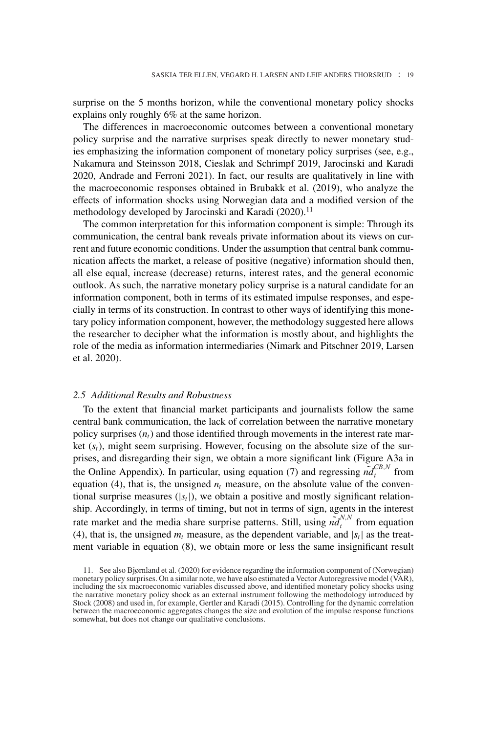surprise on the 5 months horizon, while the conventional monetary policy shocks explains only roughly 6% at the same horizon.

The differences in macroeconomic outcomes between a conventional monetary policy surprise and the narrative surprises speak directly to newer monetary studies emphasizing the information component of monetary policy surprises (see, e.g., Nakamura and Steinsson 2018, Cieslak and Schrimpf 2019, Jarocinski and Karadi 2020, Andrade and Ferroni 2021). In fact, our results are qualitatively in line with the macroeconomic responses obtained in Brubakk et al. (2019), who analyze the effects of information shocks using Norwegian data and a modified version of the methodology developed by Jarocinski and Karadi (2020).[11]

The common interpretation for this information component is simple: Through its communication, the central bank reveals private information about its views on current and future economic conditions. Under the assumption that central bank communication affects the market, a release of positive (negative) information should then, all else equal, increase (decrease) returns, interest rates, and the general economic outlook. As such, the narrative monetary policy surprise is a natural candidate for an information component, both in terms of its estimated impulse responses, and especially in terms of its construction. In contrast to other ways of identifying this monetary policy information component, however, the methodology suggested here allows the researcher to decipher what the information is mostly about, and highlights the role of the media as information intermediaries (Nimark and Pitschner 2019, Larsen et al. 2020).

### *2.5 Additional Results and Robustness*

To the extent that financial market participants and journalists follow the same central bank communication, the lack of correlation between the narrative monetary policy surprises ($n_t$) and those identified through movements in the interest rate market ($s_t$), might seem surprising. However, focusing on the absolute size of the surprises, and disregarding their sign, we obtain a more significant link (Figure A3a in the Online Appendix). In particular, using equation (7) and regressing $\tilde{nd}_t^{CB,N}$ from equation (4), that is, the unsigned $n_t$ measure, on the absolute value of the conventional surprise measures ($|s_t|$), we obtain a positive and mostly significant relationship. Accordingly, in terms of timing, but not in terms of sign, agents in the interest rate market and the media share surprise patterns. Still, using $\tilde{nd}_t^{N,N}$ from equation (4), that is, the unsigned $m_t$ measure, as the dependent variable, and $|s_t|$ as the treatment variable in equation (8), we obtain more or less the same insignificant result

11. See also Bjørnland et al. (2020) for evidence regarding the information component of (Norwegian) monetary policy surprises. On a similar note, we have also estimated a Vector Autoregressive model (VAR), including the six macroeconomic variables discussed above, and identified monetary policy shocks using the narrative monetary policy shock as an external instrument following the methodology introduced by Stock (2008) and used in, for example, Gertler and Karadi (2015). Controlling for the dynamic correlation between the macroeconomic aggregates changes the size and evolution of the impulse response functions somewhat, but does not change our qualitative conclusions.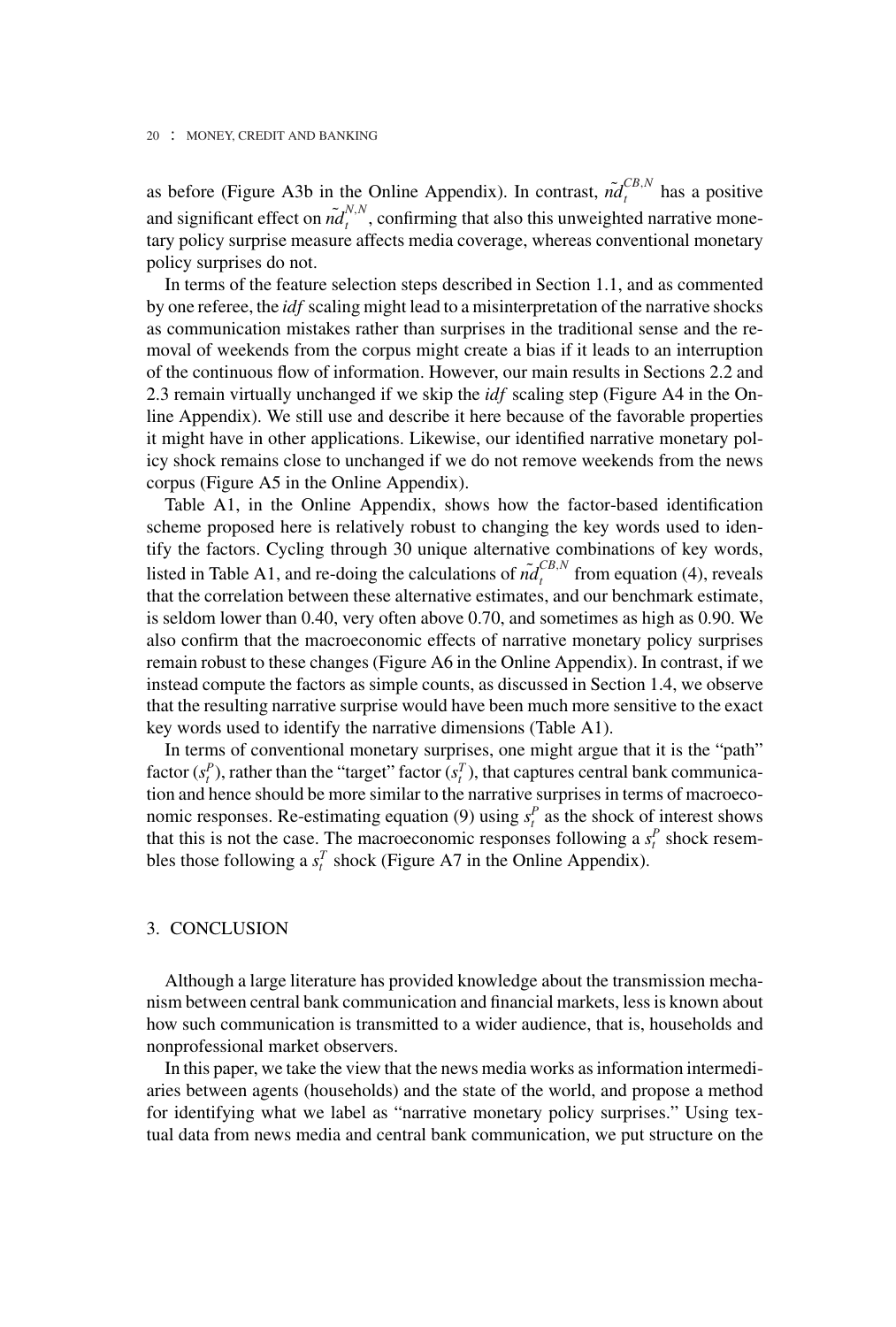as before (Figure A3b in the Online Appendix). In contrast, $\tilde{nd}_t^{CB,N}$ has a positive and significant effect on $\tilde{nd}_t^{N,N}$, confirming that also this unweighted narrative monetary policy surprise measure affects media coverage, whereas conventional monetary policy surprises do not.

In terms of the feature selection steps described in Section 1.1, and as commented by one referee, the *idf* scaling might lead to a misinterpretation of the narrative shocks as communication mistakes rather than surprises in the traditional sense and the removal of weekends from the corpus might create a bias if it leads to an interruption of the continuous flow of information. However, our main results in Sections 2.2 and 2.3 remain virtually unchanged if we skip the *idf* scaling step (Figure A4 in the Online Appendix). We still use and describe it here because of the favorable properties it might have in other applications. Likewise, our identified narrative monetary policy shock remains close to unchanged if we do not remove weekends from the news corpus (Figure A5 in the Online Appendix).

Table A1, in the Online Appendix, shows how the factor-based identification scheme proposed here is relatively robust to changing the key words used to identify the factors. Cycling through 30 unique alternative combinations of key words, listed in Table A1, and re-doing the calculations of $\tilde{nd}_t^{CB,N}$ from equation (4), reveals that the correlation between these alternative estimates, and our benchmark estimate, is seldom lower than 0.40, very often above 0.70, and sometimes as high as 0.90. We also confirm that the macroeconomic effects of narrative monetary policy surprises remain robust to these changes (Figure A6 in the Online Appendix). In contrast, if we instead compute the factors as simple counts, as discussed in Section 1.4, we observe that the resulting narrative surprise would have been much more sensitive to the exact key words used to identify the narrative dimensions (Table A1).

In terms of conventional monetary surprises, one might argue that it is the "path" factor ($s_t^P$), rather than the "target" factor ($s_t^T$), that captures central bank communication and hence should be more similar to the narrative surprises in terms of macroeconomic responses. Re-estimating equation (9) using $s_t^P$ as the shock of interest shows that this is not the case. The macroeconomic responses following a $s_t^P$ shock resembles those following a $s_t^T$ shock (Figure A7 in the Online Appendix).

## 3. CONCLUSION

Although a large literature has provided knowledge about the transmission mechanism between central bank communication and financial markets, less is known about how such communication is transmitted to a wider audience, that is, households and nonprofessional market observers.

In this paper, we take the view that the news media works as information intermediaries between agents (households) and the state of the world, and propose a method for identifying what we label as "narrative monetary policy surprises." Using textual data from news media and central bank communication, we put structure on the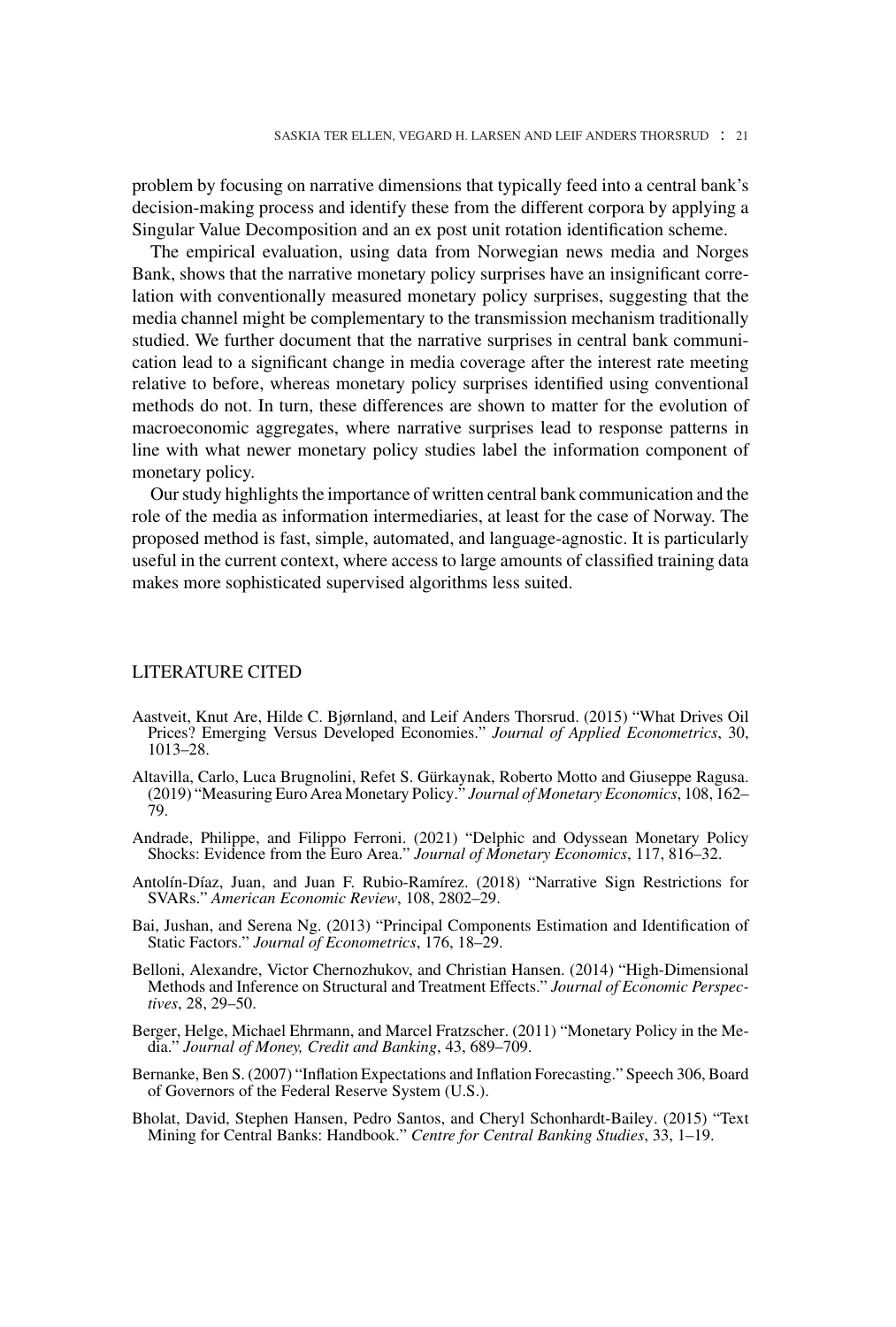problem by focusing on narrative dimensions that typically feed into a central bank's decision-making process and identify these from the different corpora by applying a Singular Value Decomposition and an ex post unit rotation identification scheme.

The empirical evaluation, using data from Norwegian news media and Norges Bank, shows that the narrative monetary policy surprises have an insignificant correlation with conventionally measured monetary policy surprises, suggesting that the media channel might be complementary to the transmission mechanism traditionally studied. We further document that the narrative surprises in central bank communication lead to a significant change in media coverage after the interest rate meeting relative to before, whereas monetary policy surprises identified using conventional methods do not. In turn, these differences are shown to matter for the evolution of macroeconomic aggregates, where narrative surprises lead to response patterns in line with what newer monetary policy studies label the information component of monetary policy.

Our study highlights the importance of written central bank communication and the role of the media as information intermediaries, at least for the case of Norway. The proposed method is fast, simple, automated, and language-agnostic. It is particularly useful in the current context, where access to large amounts of classified training data makes more sophisticated supervised algorithms less suited.

## LITERATURE CITED

Aastveit, Knut Are, Hilde C. Bjørnland, and Leif Anders Thorsrud. (2015) "What Drives Oil Prices? Emerging Versus Developed Economies." *Journal of Applied Econometrics*, 30, 1013–28.

Altavilla, Carlo, Luca Brugnolini, Refet S. Gürkaynak, Roberto Motto and Giuseppe Ragusa. (2019) "Measuring Euro Area Monetary Policy." *Journal of Monetary Economics*, 108, 162–79.

Andrade, Philippe, and Filippo Ferroni. (2021) "Delphic and Odyssean Monetary Policy Shocks: Evidence from the Euro Area." *Journal of Monetary Economics*, 117, 816–32.

Antolín-Díaz, Juan, and Juan F. Rubio-Ramírez. (2018) "Narrative Sign Restrictions for SVARs." *American Economic Review*, 108, 2802–29.

Bai, Jushan, and Serena Ng. (2013) "Principal Components Estimation and Identification of Static Factors." *Journal of Econometrics*, 176, 18–29.

Belloni, Alexandre, Victor Chernozhukov, and Christian Hansen. (2014) "High-Dimensional Methods and Inference on Structural and Treatment Effects." *Journal of Economic Perspectives*, 28, 29–50.

Berger, Helge, Michael Ehrmann, and Marcel Fratzscher. (2011) "Monetary Policy in the Media." *Journal of Money, Credit and Banking*, 43, 689–709.

Bernanke, Ben S. (2007) "Inflation Expectations and Inflation Forecasting." Speech 306, Board of Governors of the Federal Reserve System (U.S.).

Bholat, David, Stephen Hansen, Pedro Santos, and Cheryl Schonhardt-Bailey. (2015) "Text Mining for Central Banks: Handbook." *Centre for Central Banking Studies*, 33, 1–19.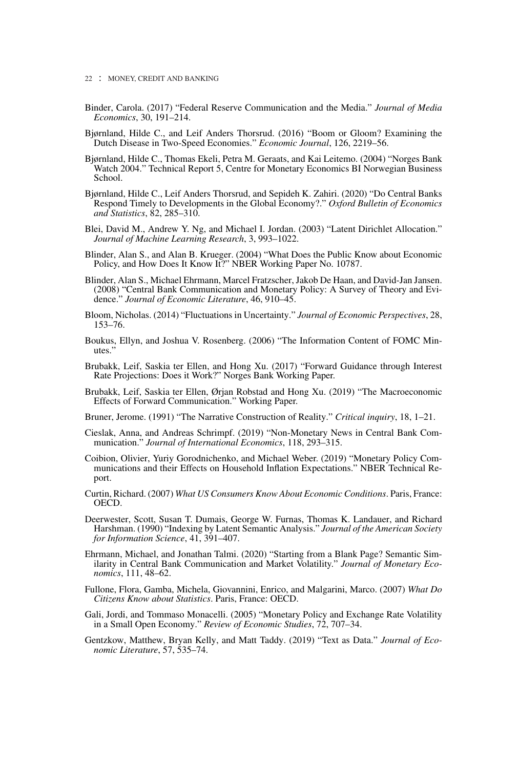Binder, Carola. (2017) "Federal Reserve Communication and the Media." *Journal of Media Economics*, 30, 191–214.

Bjørnland, Hilde C., and Leif Anders Thorsrud. (2016) "Boom or Gloom? Examining the Dutch Disease in Two-Speed Economies." *Economic Journal*, 126, 2219–56.

Bjørnland, Hilde C., Thomas Ekeli, Petra M. Geraats, and Kai Leitemo. (2004) "Norges Bank Watch 2004." Technical Report 5, Centre for Monetary Economics BI Norwegian Business School.

Bjørnland, Hilde C., Leif Anders Thorsrud, and Sepideh K. Zahiri. (2020) "Do Central Banks Respond Timely to Developments in the Global Economy?." *Oxford Bulletin of Economics and Statistics*, 82, 285–310.

Blei, David M., Andrew Y. Ng, and Michael I. Jordan. (2003) "Latent Dirichlet Allocation." *Journal of Machine Learning Research*, 3, 993–1022.

Blinder, Alan S., and Alan B. Krueger. (2004) "What Does the Public Know about Economic Policy, and How Does It Know It?" NBER Working Paper No. 10787.

Blinder, Alan S., Michael Ehrmann, Marcel Fratzscher, Jakob De Haan, and David-Jan Jansen. (2008) "Central Bank Communication and Monetary Policy: A Survey of Theory and Evidence." *Journal of Economic Literature*, 46, 910–45.

Bloom, Nicholas. (2014) "Fluctuations in Uncertainty." *Journal of Economic Perspectives*, 28, 153–76.

Boukus, Ellyn, and Joshua V. Rosenberg. (2006) "The Information Content of FOMC Minutes."

Brubakk, Leif, Saskia ter Ellen, and Hong Xu. (2017) "Forward Guidance through Interest Rate Projections: Does it Work?" Norges Bank Working Paper.

Brubakk, Leif, Saskia ter Ellen, Ørjan Robstad and Hong Xu. (2019) "The Macroeconomic Effects of Forward Communication." Working Paper.

Bruner, Jerome. (1991) "The Narrative Construction of Reality." *Critical inquiry*, 18, 1–21.

Cieslak, Anna, and Andreas Schrimpf. (2019) "Non-Monetary News in Central Bank Communication." *Journal of International Economics*, 118, 293–315.

Coibion, Olivier, Yuriy Gorodnichenko, and Michael Weber. (2019) "Monetary Policy Communications and their Effects on Household Inflation Expectations." NBER Technical Report.

Curtin, Richard. (2007) *What US Consumers Know About Economic Conditions*. Paris, France: OECD.

Deerwester, Scott, Susan T. Dumais, George W. Furnas, Thomas K. Landauer, and Richard Harshman. (1990) "Indexing by Latent Semantic Analysis." *Journal of the American Society for Information Science*, 41, 391–407.

Ehrmann, Michael, and Jonathan Talmi. (2020) "Starting from a Blank Page? Semantic Similarity in Central Bank Communication and Market Volatility." *Journal of Monetary Economics*, 111, 48–62.

Fullone, Flora, Gamba, Michela, Giovannini, Enrico, and Malgarini, Marco. (2007) *What Do Citizens Know about Statistics*. Paris, France: OECD.

Gali, Jordi, and Tommaso Monacelli. (2005) "Monetary Policy and Exchange Rate Volatility in a Small Open Economy." *Review of Economic Studies*, 72, 707–34.

Gentzkow, Matthew, Bryan Kelly, and Matt Taddy. (2019) "Text as Data." *Journal of Economic Literature*, 57, 535–74.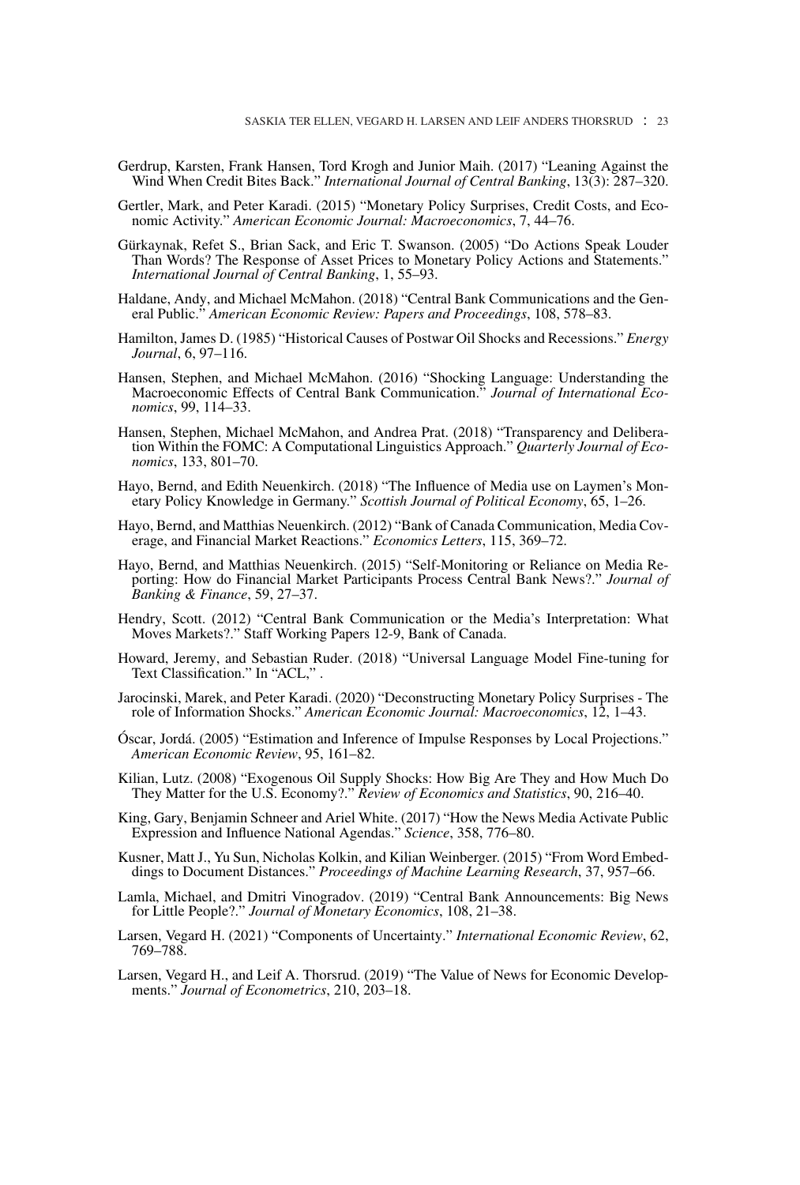Gerdrup, Karsten, Frank Hansen, Tord Krogh and Junior Maih. (2017) “Leaning Against the Wind When Credit Bites Back.” *International Journal of Central Banking*, 13(3): 287–320.

Gertler, Mark, and Peter Karadi. (2015) “Monetary Policy Surprises, Credit Costs, and Economic Activity.” *American Economic Journal: Macroeconomics*, 7, 44–76.

Gürkaynak, Refet S., Brian Sack, and Eric T. Swanson. (2005) “Do Actions Speak Louder Than Words? The Response of Asset Prices to Monetary Policy Actions and Statements.” *International Journal of Central Banking*, 1, 55–93.

Haldane, Andy, and Michael McMahon. (2018) “Central Bank Communications and the General Public.” *American Economic Review: Papers and Proceedings*, 108, 578–83.

Hamilton, James D. (1985) “Historical Causes of Postwar Oil Shocks and Recessions.” *Energy Journal*, 6, 97–116.

Hansen, Stephen, and Michael McMahon. (2016) “Shocking Language: Understanding the Macroeconomic Effects of Central Bank Communication.” *Journal of International Economics*, 99, 114–33.

Hansen, Stephen, Michael McMahon, and Andrea Prat. (2018) “Transparency and Deliberation Within the FOMC: A Computational Linguistics Approach.” *Quarterly Journal of Economics*, 133, 801–70.

Hayo, Bernd, and Edith Neuenkirch. (2018) “The Influence of Media use on Laymen’s Monetary Policy Knowledge in Germany.” *Scottish Journal of Political Economy*, 65, 1–26.

Hayo, Bernd, and Matthias Neuenkirch. (2012) “Bank of Canada Communication, Media Coverage, and Financial Market Reactions.” *Economics Letters*, 115, 369–72.

Hayo, Bernd, and Matthias Neuenkirch. (2015) “Self-Monitoring or Reliance on Media Reporting: How do Financial Market Participants Process Central Bank News?.” *Journal of Banking & Finance*, 59, 27–37.

Hendry, Scott. (2012) “Central Bank Communication or the Media’s Interpretation: What Moves Markets?.” Staff Working Papers 12-9, Bank of Canada.

Howard, Jeremy, and Sebastian Ruder. (2018) “Universal Language Model Fine-tuning for Text Classification.” In “ACL,” .

Jarocinski, Marek, and Peter Karadi. (2020) “Deconstructing Monetary Policy Surprises - The role of Information Shocks.” *American Economic Journal: Macroeconomics*, 12, 1–43.

Óscar, Jordá. (2005) “Estimation and Inference of Impulse Responses by Local Projections.” *American Economic Review*, 95, 161–82.

Kilian, Lutz. (2008) “Exogenous Oil Supply Shocks: How Big Are They and How Much Do They Matter for the U.S. Economy?.” *Review of Economics and Statistics*, 90, 216–40.

King, Gary, Benjamin Schneer and Ariel White. (2017) “How the News Media Activate Public Expression and Influence National Agendas.” *Science*, 358, 776–80.

Kusner, Matt J., Yu Sun, Nicholas Kolkin, and Kilian Weinberger. (2015) “From Word Embeddings to Document Distances.” *Proceedings of Machine Learning Research*, 37, 957–66.

Lamla, Michael, and Dmitri Vinogradov. (2019) “Central Bank Announcements: Big News for Little People?.” *Journal of Monetary Economics*, 108, 21–38.

Larsen, Vegard H. (2021) “Components of Uncertainty.” *International Economic Review*, 62, 769–788.

Larsen, Vegard H., and Leif A. Thorsrud. (2019) “The Value of News for Economic Developments.” *Journal of Econometrics*, 210, 203–18.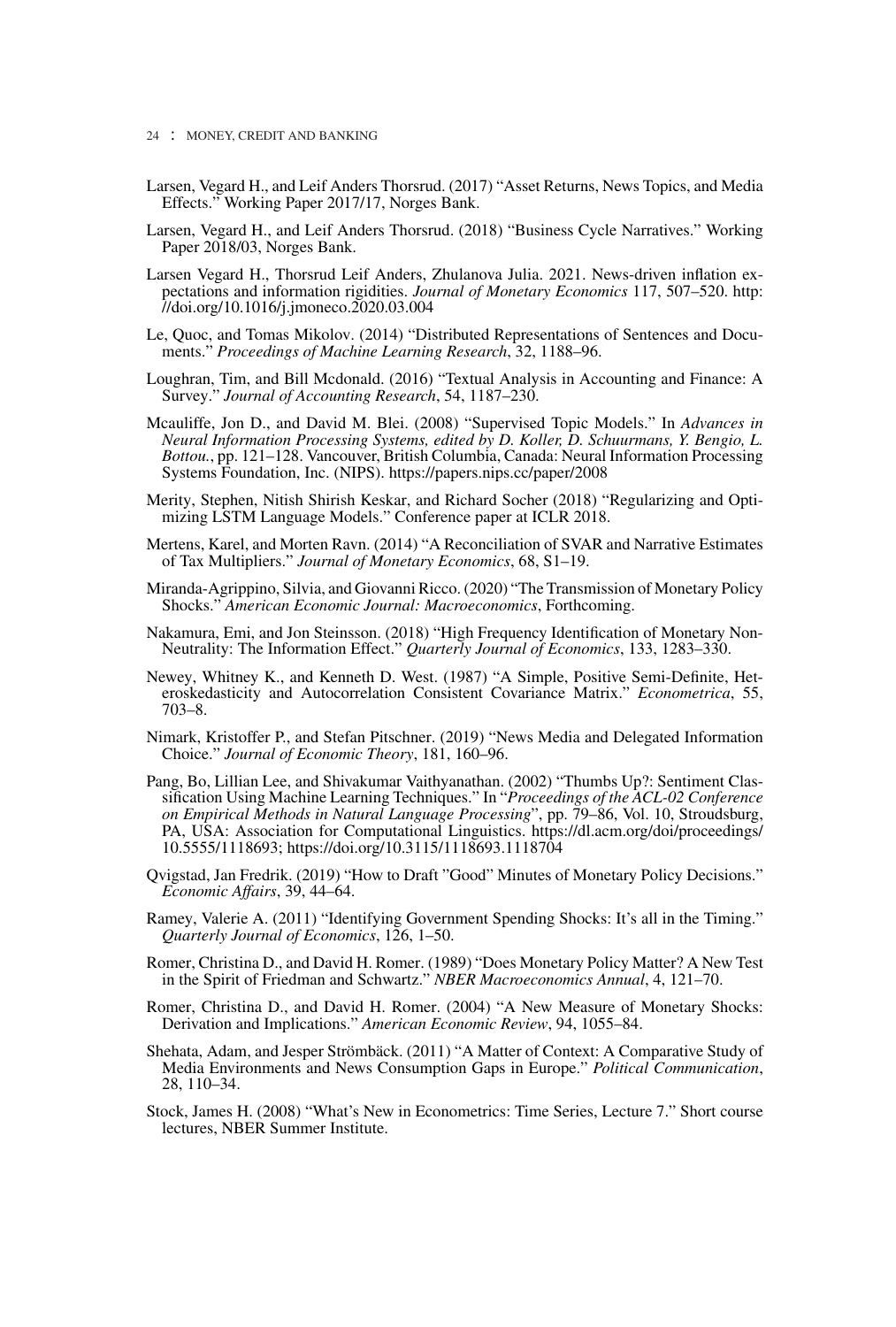Larsen, Vegard H., and Leif Anders Thorsrud. (2017) “Asset Returns, News Topics, and Media Effects.” Working Paper 2017/17, Norges Bank.

Larsen, Vegard H., and Leif Anders Thorsrud. (2018) “Business Cycle Narratives.” Working Paper 2018/03, Norges Bank.

Larsen Vegard H., Thorsrud Leif Anders, Zhulanova Julia. 2021. News-driven inflation expectations and information rigidities. *Journal of Monetary Economics* 117, 507–520. http://doi.org/10.1016/j.jmoneco.2020.03.004

Le, Quoc, and Tomas Mikolov. (2014) “Distributed Representations of Sentences and Documents.” *Proceedings of Machine Learning Research*, 32, 1188–96.

Loughran, Tim, and Bill Mcdonald. (2016) “Textual Analysis in Accounting and Finance: A Survey.” *Journal of Accounting Research*, 54, 1187–230.

Mcauliffe, Jon D., and David M. Blei. (2008) “Supervised Topic Models.” In *Advances in Neural Information Processing Systems, edited by D. Koller, D. Schuurmans, Y. Bengio, L. Bottou.*, pp. 121–128. Vancouver, British Columbia, Canada: Neural Information Processing Systems Foundation, Inc. (NIPS). https://papers.nips.cc/paper/2008

Merity, Stephen, Nitish Shirish Keskar, and Richard Socher (2018) “Regularizing and Optimizing LSTM Language Models.” Conference paper at ICLR 2018.

Mertens, Karel, and Morten Ravn. (2014) “A Reconciliation of SVAR and Narrative Estimates of Tax Multipliers.” *Journal of Monetary Economics*, 68, S1–19.

Miranda-Agrippino, Silvia, and Giovanni Ricco. (2020) “The Transmission of Monetary Policy Shocks.” *American Economic Journal: Macroeconomics*, Forthcoming.

Nakamura, Emi, and Jon Steinsson. (2018) “High Frequency Identification of Monetary Non-Neutrality: The Information Effect.” *Quarterly Journal of Economics*, 133, 1283–330.

Newey, Whitney K., and Kenneth D. West. (1987) “A Simple, Positive Semi-Definite, Heteroskedasticity and Autocorrelation Consistent Covariance Matrix.” *Econometrica*, 55, 703–8.

Nimark, Kristoffer P., and Stefan Pitschner. (2019) “News Media and Delegated Information Choice.” *Journal of Economic Theory*, 181, 160–96.

Pang, Bo, Lillian Lee, and Shivakumar Vaithyanathan. (2002) “Thumbs Up?: Sentiment Classification Using Machine Learning Techniques.” In “*Proceedings of the ACL-02 Conference on Empirical Methods in Natural Language Processing*”, pp. 79–86, Vol. 10, Stroudsburg, PA, USA: Association for Computational Linguistics. https://dl.acm.org/doi/proceedings/10.5555/1118693; https://doi.org/10.3115/1118693.1118704

Qvigstad, Jan Fredrik. (2019) “How to Draft ”Good” Minutes of Monetary Policy Decisions.” *Economic Affairs*, 39, 44–64.

Ramey, Valerie A. (2011) “Identifying Government Spending Shocks: It’s all in the Timing.” *Quarterly Journal of Economics*, 126, 1–50.

Romer, Christina D., and David H. Romer. (1989) “Does Monetary Policy Matter? A New Test in the Spirit of Friedman and Schwartz.” *NBER Macroeconomics Annual*, 4, 121–70.

Romer, Christina D., and David H. Romer. (2004) “A New Measure of Monetary Shocks: Derivation and Implications.” *American Economic Review*, 94, 1055–84.

Shehata, Adam, and Jesper Strömbäck. (2011) “A Matter of Context: A Comparative Study of Media Environments and News Consumption Gaps in Europe.” *Political Communication*, 28, 110–34.

Stock, James H. (2008) “What’s New in Econometrics: Time Series, Lecture 7.” Short course lectures, NBER Summer Institute.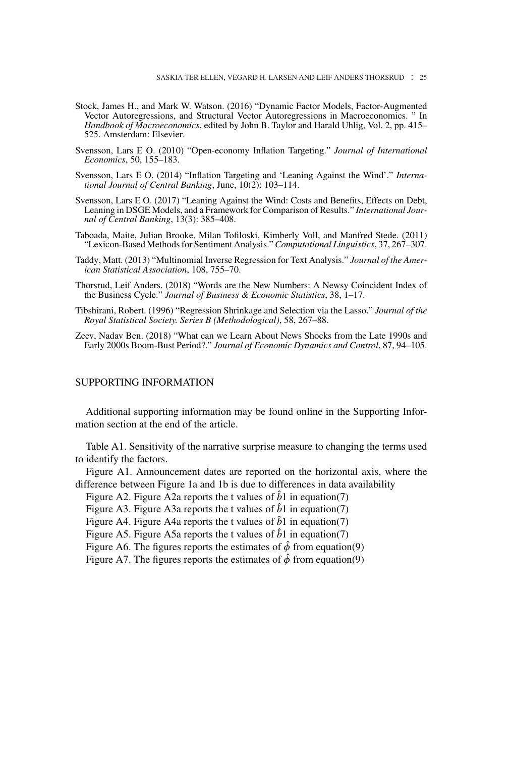Stock, James H., and Mark W. Watson. (2016) "Dynamic Factor Models, Factor-Augmented Vector Autoregressions, and Structural Vector Autoregressions in Macroeconomics. " In *Handbook of Macroeconomics*, edited by John B. Taylor and Harald Uhlig, Vol. 2, pp. 415–525. Amsterdam: Elsevier.

Svensson, Lars E O. (2010) "Open-economy Inflation Targeting." *Journal of International Economics*, 50, 155–183.

Svensson, Lars E O. (2014) "Inflation Targeting and 'Leaning Against the Wind'." *International Journal of Central Banking*, June, 10(2): 103–114.

Svensson, Lars E O. (2017) "Leaning Against the Wind: Costs and Benefits, Effects on Debt, Leaning in DSGE Models, and a Framework for Comparison of Results." *International Journal of Central Banking*, 13(3): 385–408.

Taboada, Maite, Julian Brooke, Milan Tofiloski, Kimberly Voll, and Manfred Stede. (2011) "Lexicon-Based Methods for Sentiment Analysis." *Computational Linguistics*, 37, 267–307.

Taddy, Matt. (2013) "Multinomial Inverse Regression for Text Analysis." *Journal of the American Statistical Association*, 108, 755–70.

Thorsrud, Leif Anders. (2018) "Words are the New Numbers: A Newsy Coincident Index of the Business Cycle." *Journal of Business & Economic Statistics*, 38, 1–17.

Tibshirani, Robert. (1996) "Regression Shrinkage and Selection via the Lasso." *Journal of the Royal Statistical Society. Series B (Methodological)*, 58, 267–88.

Zeev, Nadav Ben. (2018) "What can we Learn About News Shocks from the Late 1990s and Early 2000s Boom-Bust Period?." *Journal of Economic Dynamics and Control*, 87, 94–105.

## SUPPORTING INFORMATION

Additional supporting information may be found online in the Supporting Information section at the end of the article.

Table A1. Sensitivity of the narrative surprise measure to changing the terms used to identify the factors.

Figure A1. Announcement dates are reported on the horizontal axis, where the difference between Figure 1a and 1b is due to differences in data availability

Figure A2. Figure A2a reports the t values of $\hat{b}1$ in equation(7)

Figure A3. Figure A3a reports the t values of $\hat{b}1$ in equation(7)

Figure A4. Figure A4a reports the t values of $\hat{b}1$ in equation(7)

Figure A5. Figure A5a reports the t values of $\hat{b}1$ in equation(7)

Figure A6. The figures reports the estimates of $\hat{\phi}$ from equation(9)

Figure A7. The figures reports the estimates of $\hat{\phi}$ from equation(9)